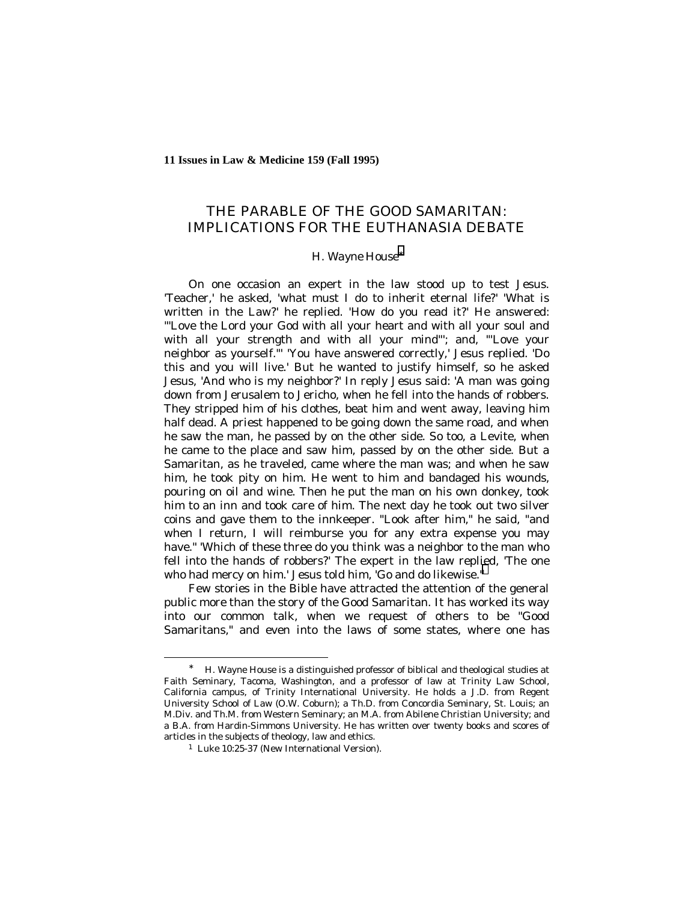**11 Issues in Law & Medicine 159 (Fall 1995)**

# THE PARABLE OF THE GOOD SAMARITAN: IMPLICATIONS FOR THE EUTHANASIA DEBATE

H. Wayne House[*]

On one occasion an expert in the law stood up to test Jesus. 'Teacher,' he asked, 'what must I do to inherit eternal life?' 'What is written in the Law?' he replied. 'How do you read it?' He answered: "'Love the Lord your God with all your heart and with all your soul and with all your strength and with all your mind'"; and, "'Love your neighbor as yourself.'" 'You have answered correctly,' Jesus replied. 'Do this and you will live.' But he wanted to justify himself, so he asked Jesus, 'And who is my neighbor?' In reply Jesus said: 'A man was going down from Jerusalem to Jericho, when he fell into the hands of robbers. They stripped him of his clothes, beat him and went away, leaving him half dead. A priest happened to be going down the same road, and when he saw the man, he passed by on the other side. So too, a Levite, when he came to the place and saw him, passed by on the other side. But a Samaritan, as he traveled, came where the man was; and when he saw him, he took pity on him. He went to him and bandaged his wounds, pouring on oil and wine. Then he put the man on his own donkey, took him to an inn and took care of him. The next day he took out two silver coins and gave them to the innkeeper. "Look after him," he said, "and when I return, I will reimburse you for any extra expense you may have." 'Which of these three do you think was a neighbor to the man who fell into the hands of robbers?' The expert in the law replied, 'The one who had mercy on him.' Jesus told him, 'Go and do likewise.'[1]

Few stories in the Bible have attracted the attention of the general public more than the story of the Good Samaritan. It has worked its way into our common talk, when we request of others to be "Good Samaritans," and even into the laws of some states, where one has

---

[*] H. Wayne House is a distinguished professor of biblical and theological studies at Faith Seminary, Tacoma, Washington, and a professor of law at Trinity Law School, California campus, of Trinity International University. He holds a J.D. from Regent University School of Law (O.W. Coburn); a Th.D. from Concordia Seminary, St. Louis; an M.Div. and Th.M. from Western Seminary; an M.A. from Abilene Christian University; and a B.A. from Hardin-Simmons University. He has written over twenty books and scores of articles in the subjects of theology, law and ethics.

[1] Luke 10:25-37 (New International Version).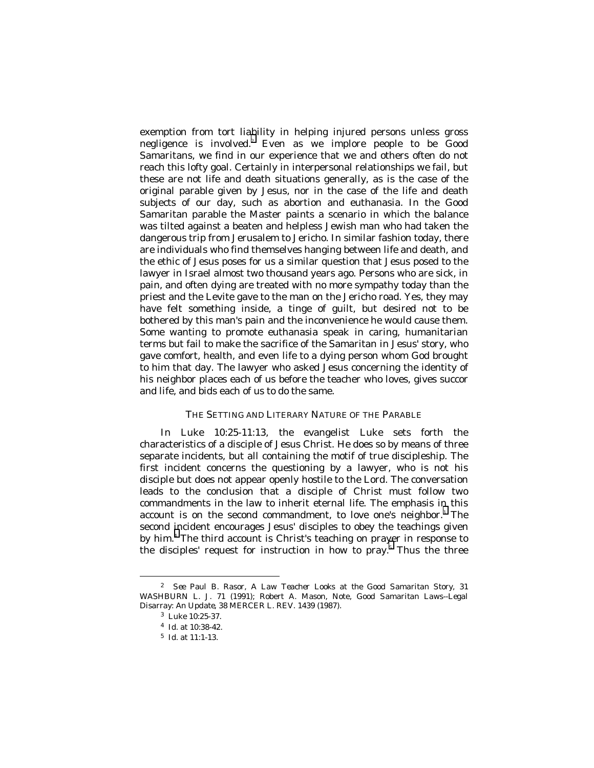exemption from tort liability in helping injured persons unless gross negligence is involved.[2] Even as we implore people to be Good Samaritans, we find in our experience that we and others often do not reach this lofty goal. Certainly in interpersonal relationships we fail, but these are not life and death situations generally, as is the case of the original parable given by Jesus, nor in the case of the life and death subjects of our day, such as abortion and euthanasia. In the Good Samaritan parable the Master paints a scenario in which the balance was tilted against a beaten and helpless Jewish man who had taken the dangerous trip from Jerusalem to Jericho. In similar fashion today, there are individuals who find themselves hanging between life and death, and the ethic of Jesus poses for us a similar question that Jesus posed to the lawyer in Israel almost two thousand years ago. Persons who are sick, in pain, and often dying are treated with no more sympathy today than the priest and the Levite gave to the man on the Jericho road. Yes, they may have felt something inside, a tinge of guilt, but desired not to be bothered by this man's pain and the inconvenience he would cause them. Some wanting to promote euthanasia speak in caring, humanitarian terms but fail to make the sacrifice of the Samaritan in Jesus' story, who gave comfort, health, and even life to a dying person whom God brought to him that day. The lawyer who asked Jesus concerning the identity of his neighbor places each of us before the teacher who loves, gives succor and life, and bids each of us to do the same.

## THE SETTING AND LITERARY NATURE OF THE PARABLE

In Luke 10:25-11:13, the evangelist Luke sets forth the characteristics of a disciple of Jesus Christ. He does so by means of three separate incidents, but all containing the motif of true discipleship. The first incident concerns the questioning by a lawyer, who is not his disciple but does not appear openly hostile to the Lord. The conversation leads to the conclusion that a disciple of Christ must follow two commandments in the law to inherit eternal life. The emphasis in this account is on the second commandment, to love one's neighbor.[3] The second incident encourages Jesus' disciples to obey the teachings given by him.[4] The third account is Christ's teaching on prayer in response to the disciples' request for instruction in how to pray.[5] Thus the three

---

[2] *See* Paul B. Rasor, *A Law Teacher Looks at the Good Samaritan Story*, 31 WASHBURN L. J. 71 (1991); Robert A. Mason, Note, *Good Samaritan Laws--Legal Disarray: An Update*, 38 MERCER L. REV. 1439 (1987).

[3] *Luke* 10:25-37.

[4] *Id.* at 10:38-42.

[5] *Id.* at 11:1-13.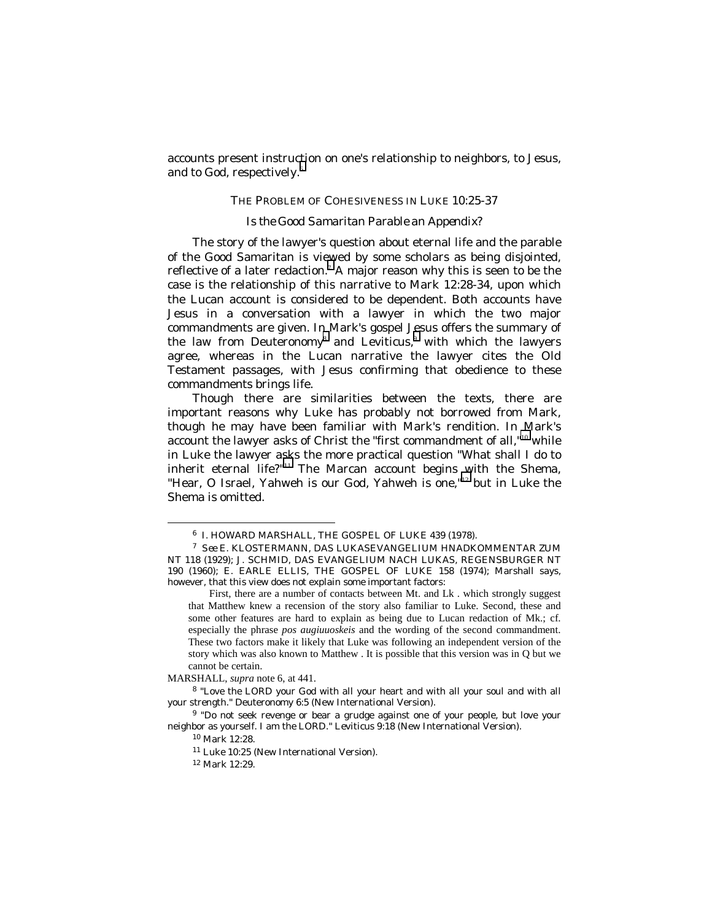accounts present instruction on one's relationship to neighbors, to Jesus, and to God, respectively.[6]

### THE PROBLEM OF COHESIVENESS IN LUKE 10:25-37

#### *Is the Good Samaritan Parable an Appendix?*

The story of the lawyer's question about eternal life and the parable of the Good Samaritan is viewed by some scholars as being disjointed, reflective of a later redaction.[7] A major reason why this is seen to be the case is the relationship of this narrative to Mark 12:28-34, upon which the Lucan account is considered to be dependent. Both accounts have Jesus in a conversation with a lawyer in which the two major commandments are given. In Mark's gospel Jesus offers the summary of the law from Deuteronomy[8] and Leviticus,[9] with which the lawyers agree, whereas in the Lucan narrative the lawyer cites the Old Testament passages, with Jesus confirming that obedience to these commandments brings life.

Though there are similarities between the texts, there are important reasons why Luke has probably not borrowed from Mark, though he may have been familiar with Mark's rendition. In Mark's account the lawyer asks of Christ the "first commandment of all,"[10] while in Luke the lawyer asks the more practical question "What shall I do to inherit eternal life?"[11] The Marcan account begins with the Shema, "Hear, O Israel, Yahweh is our God, Yahweh is one,"[12] but in Luke the Shema is omitted.

---

[6] I. HOWARD MARSHALL, THE GOSPEL OF LUKE 439 (1978).

[7] *See* E. KLOSTERMANN, DAS LUKASEVANGELIUM HNADKOMMENTAR ZUM NT 118 (1929); J. SCHMID, DAS EVANGELIUM NACH LUKAS, REGENSBURGER NT 190 (1960); E. EARLE ELLIS, THE GOSPEL OF LUKE 158 (1974); Marshall says, however, that this view does not explain some important factors:

> First, there are a number of contacts between Mt. and Lk . which strongly suggest that Matthew knew a recension of the story also familiar to Luke. Second, these and some other features are hard to explain as being due to Lucan redaction of Mk.; cf. especially the phrase *pos augiuuoskeis* and the wording of the second commandment. These two factors make it likely that Luke was following an independent version of the story which was also known to Matthew . It is possible that this version was in Q but we cannot be certain.

MARSHALL, *supra* note 6, at 441.

[8] "Love the LORD your God with all your heart and with all your soul and with all your strength." Deuteronomy 6:5 (New International Version).

[9] "Do not seek revenge or bear a grudge against one of your people, but love your neighbor as yourself. I am the LORD." Leviticus 9:18 (New International Version).

[10] Mark 12:28.

[11] Luke 10:25 (New International Version).

[12] Mark 12:29.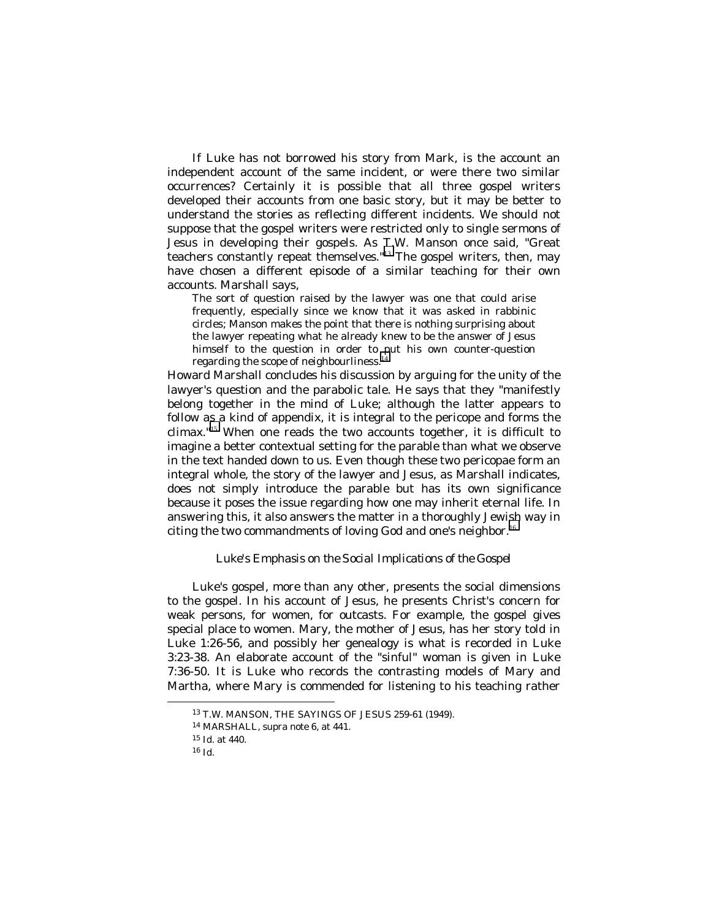If Luke has not borrowed his story from Mark, is the account an independent account of the same incident, or were there two similar occurrences? Certainly it is possible that all three gospel writers developed their accounts from one basic story, but it may be better to understand the stories as reflecting different incidents. We should not suppose that the gospel writers were restricted only to single sermons of Jesus in developing their gospels. As T.W. Manson once said, "Great teachers constantly repeat themselves."[13] The gospel writers, then, may have chosen a different episode of a similar teaching for their own accounts. Marshall says,

> The sort of question raised by the lawyer was one that could arise frequently, especially since we know that it was asked in rabbinic circles; Manson makes the point that there is nothing surprising about the lawyer repeating what he already knew to be the answer of Jesus himself to the question in order to put his own counter-question regarding the scope of neighbourliness.[14]

Howard Marshall concludes his discussion by arguing for the unity of the lawyer's question and the parabolic tale. He says that they "manifestly belong together in the mind of Luke; although the latter appears to follow as a kind of appendix, it is integral to the pericope and forms the climax."[15] When one reads the two accounts together, it is difficult to imagine a better contextual setting for the parable than what we observe in the text handed down to us. Even though these two pericopae form an integral whole, the story of the lawyer and Jesus, as Marshall indicates, does not simply introduce the parable but has its own significance because it poses the issue regarding how one may inherit eternal life. In answering this, it also answers the matter in a thoroughly Jewish way in citing the two commandments of loving God and one's neighbor.[16]

### *Luke's Emphasis on the Social Implications of the Gospel*

Luke's gospel, more than any other, presents the social dimensions to the gospel. In his account of Jesus, he presents Christ's concern for weak persons, for women, for outcasts. For example, the gospel gives special place to women. Mary, the mother of Jesus, has her story told in Luke 1:26-56, and possibly her genealogy is what is recorded in Luke 3:23-38. An elaborate account of the "sinful" woman is given in Luke 7:36-50. It is Luke who records the contrasting models of Mary and Martha, where Mary is commended for listening to his teaching rather

---

[13] T.W. MANSON, THE SAYINGS OF JESUS 259-61 (1949).

[14] MARSHALL, *supra* note 6, at 441.

[15] *Id.* at 440.

[16] *Id.*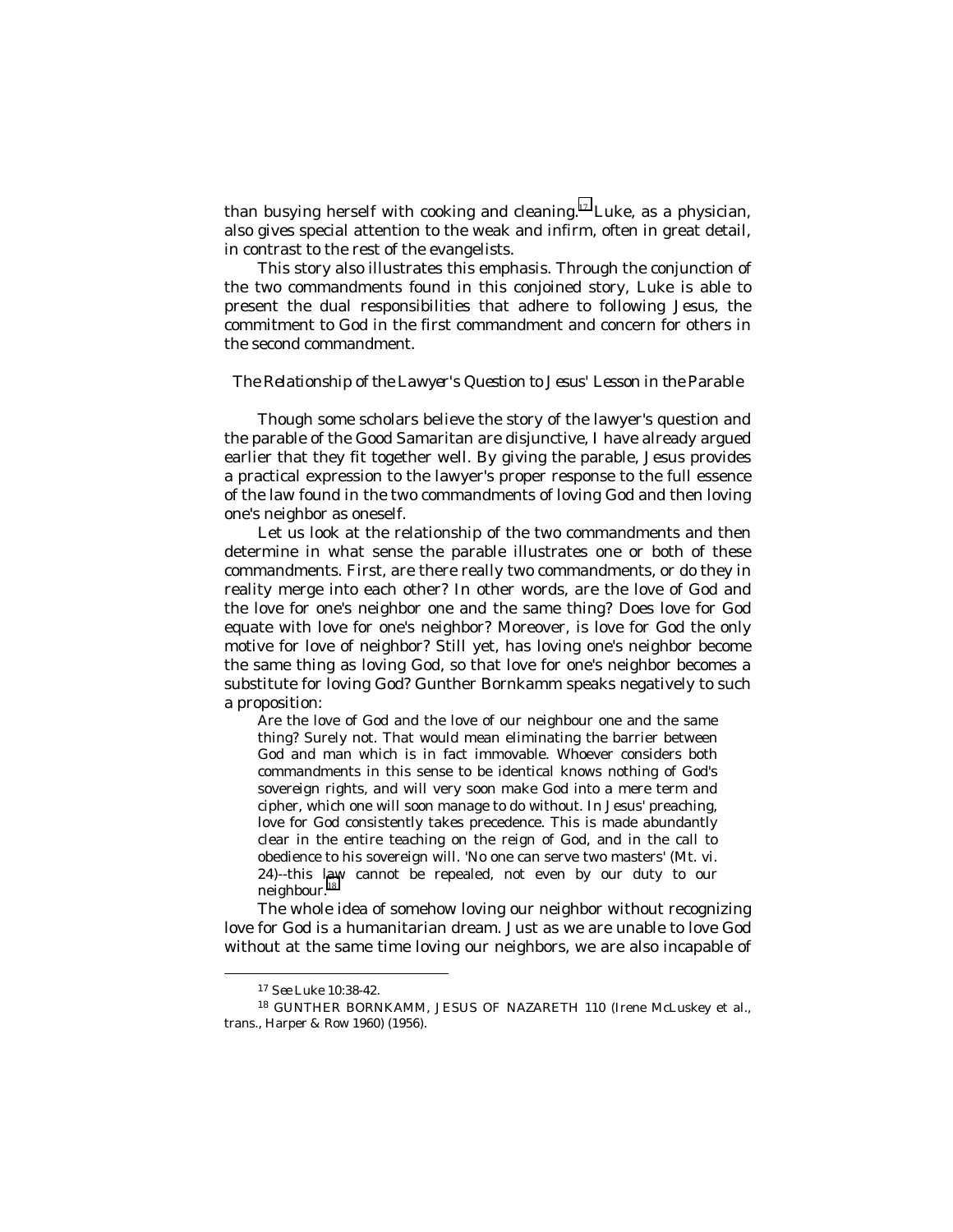than busying herself with cooking and cleaning.[17] Luke, as a physician, also gives special attention to the weak and infirm, often in great detail, in contrast to the rest of the evangelists.

This story also illustrates this emphasis. Through the conjunction of the two commandments found in this conjoined story, Luke is able to present the dual responsibilities that adhere to following Jesus, the commitment to God in the first commandment and concern for others in the second commandment.

### *The Relationship of the Lawyer's Question to Jesus' Lesson in the Parable*

Though some scholars believe the story of the lawyer's question and the parable of the Good Samaritan are disjunctive, I have already argued earlier that they fit together well. By giving the parable, Jesus provides a practical expression to the lawyer's proper response to the full essence of the law found in the two commandments of loving God and then loving one's neighbor as oneself.

Let us look at the relationship of the two commandments and then determine in what sense the parable illustrates one or both of these commandments. First, are there really two commandments, or do they in reality merge into each other? In other words, are the love of God and the love for one's neighbor one and the same thing? Does love for God equate with love for one's neighbor? Moreover, is love for God the only motive for love of neighbor? Still yet, has loving one's neighbor become the same thing as loving God, so that love for one's neighbor becomes a substitute for loving God? Gunther Bornkamm speaks negatively to such a proposition:

> Are the love of God and the love of our neighbour one and the same thing? Surely not. That would mean eliminating the barrier between God and man which is in fact immovable. Whoever considers both commandments in this sense to be identical knows nothing of God's sovereign rights, and will very soon make God into a mere term and cipher, which one will soon manage to do without. In Jesus' preaching, love for God consistently takes precedence. This is made abundantly clear in the entire teaching on the reign of God, and in the call to obedience to his sovereign will. 'No one can serve two masters' (Mt. vi. 24)--this law cannot be repealed, not even by our duty to our neighbour.[18]

The whole idea of somehow loving our neighbor without recognizing love for God is a humanitarian dream. Just as we are unable to love God without at the same time loving our neighbors, we are also incapable of

---

[17] *See* Luke 10:38-42.

[18] GUNTHER BORNKAMM, JESUS OF NAZARETH 110 (Irene McLuskey et al., trans., Harper & Row 1960) (1956).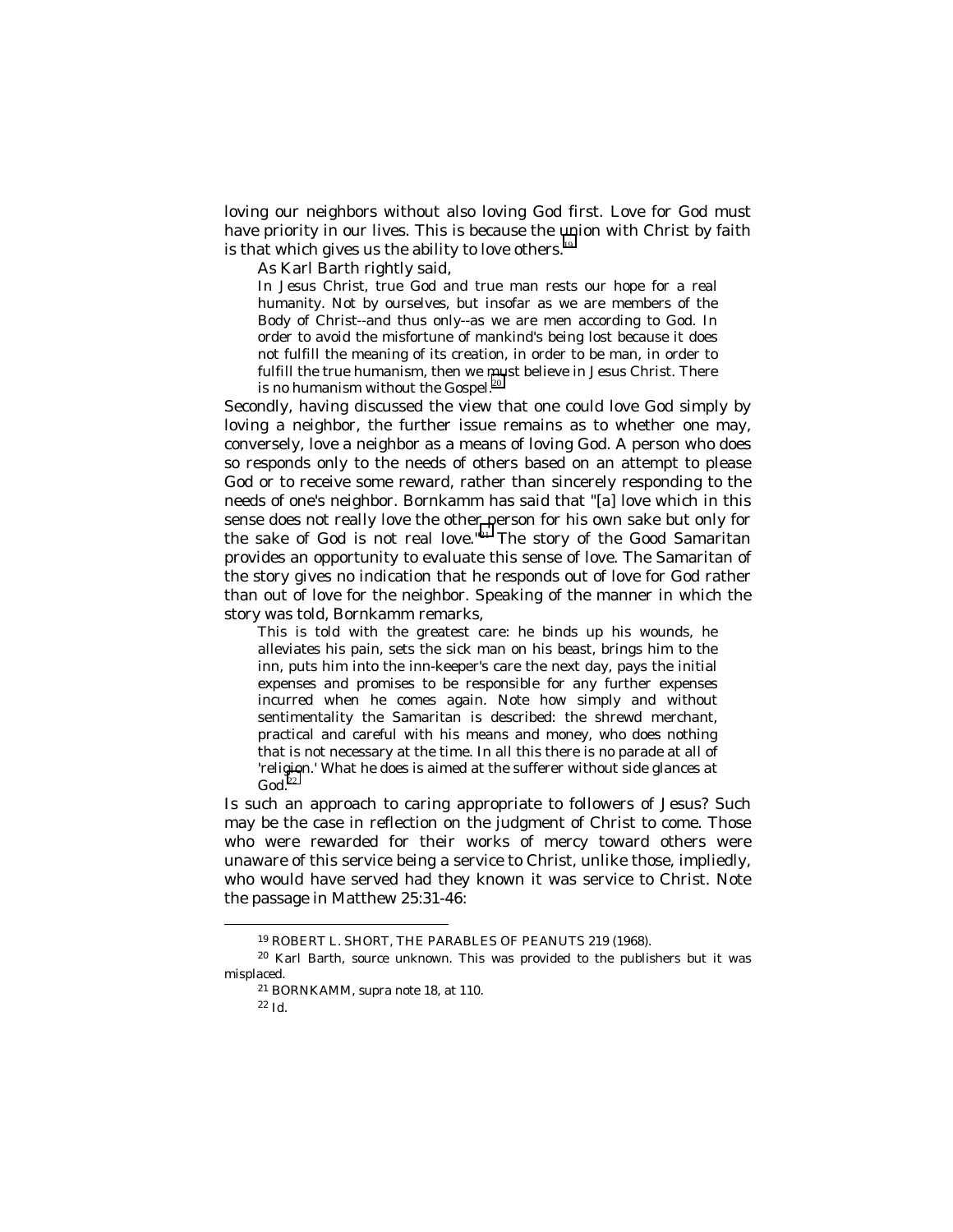loving our neighbors without also loving God first. Love for God must have priority in our lives. This is because the union with Christ by faith is that which gives us the ability to love others.[19]

As Karl Barth rightly said,

> In Jesus Christ, true God and true man rests our hope for a real humanity. Not by ourselves, but insofar as we are members of the Body of Christ--and thus only--as we are men according to God. In order to avoid the misfortune of mankind's being lost because it does not fulfill the meaning of its creation, in order to be man, in order to fulfill the true humanism, then we must believe in Jesus Christ. There is no humanism without the Gospel.[20]

Secondly, having discussed the view that one could love God simply by loving a neighbor, the further issue remains as to whether one may, conversely, love a neighbor as a means of loving God. A person who does so responds only to the needs of others based on an attempt to please God or to receive some reward, rather than sincerely responding to the needs of one's neighbor. Bornkamm has said that "[a] love which in this sense does not really love the other person for his own sake but only for the sake of God is not real love."[21] The story of the Good Samaritan provides an opportunity to evaluate this sense of love. The Samaritan of the story gives no indication that he responds out of love for God rather than out of love for the neighbor. Speaking of the manner in which the story was told, Bornkamm remarks,

> This is told with the greatest care: he binds up his wounds, he alleviates his pain, sets the sick man on his beast, brings him to the inn, puts him into the inn-keeper's care the next day, pays the initial expenses and promises to be responsible for any further expenses incurred when he comes again. Note how simply and without sentimentality the Samaritan is described: the shrewd merchant, practical and careful with his means and money, who does nothing that is not necessary at the time. In all this there is no parade at all of 'religion.' What he does is aimed at the sufferer without side glances at God.[22]

Is such an approach to caring appropriate to followers of Jesus? Such may be the case in reflection on the judgment of Christ to come. Those who were rewarded for their works of mercy toward others were unaware of this service being a service to Christ, unlike those, impliedly, who would have served had they known it was service to Christ. Note the passage in Matthew 25:31-46:

---

[19] ROBERT L. SHORT, THE PARABLES OF PEANUTS 219 (1968).

[20] Karl Barth, source unknown. This was provided to the publishers but it was misplaced.

[21] BORNKAMM, supra note 18, at 110.

[22] Id.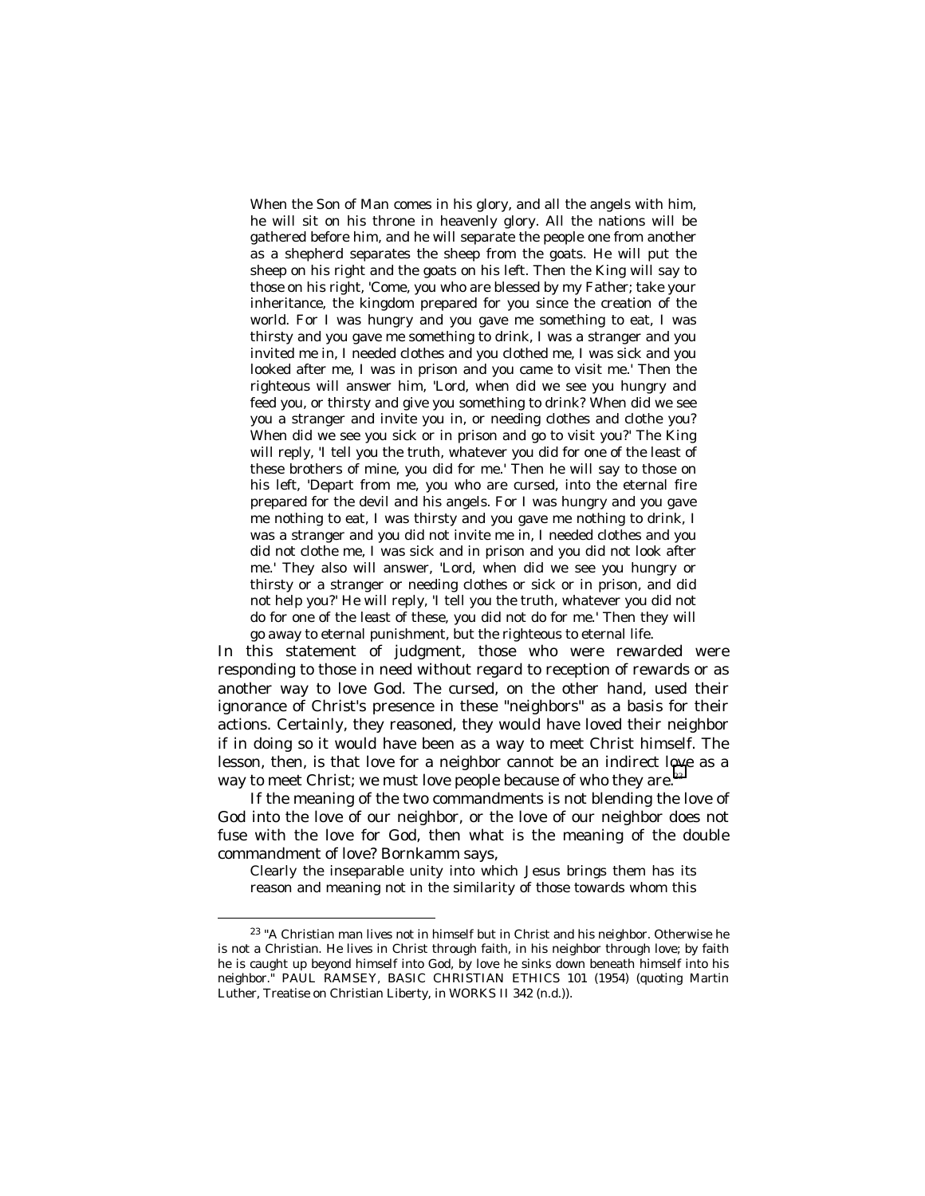> When the Son of Man comes in his glory, and all the angels with him, he will sit on his throne in heavenly glory. All the nations will be gathered before him, and he will separate the people one from another as a shepherd separates the sheep from the goats. He will put the sheep on his right and the goats on his left. Then the King will say to those on his right, 'Come, you who are blessed by my Father; take your inheritance, the kingdom prepared for you since the creation of the world. For I was hungry and you gave me something to eat, I was thirsty and you gave me something to drink, I was a stranger and you invited me in, I needed clothes and you clothed me, I was sick and you looked after me, I was in prison and you came to visit me.' Then the righteous will answer him, 'Lord, when did we see you hungry and feed you, or thirsty and give you something to drink? When did we see you a stranger and invite you in, or needing clothes and clothe you? When did we see you sick or in prison and go to visit you?' The King will reply, 'I tell you the truth, whatever you did for one of the least of these brothers of mine, you did for me.' Then he will say to those on his left, 'Depart from me, you who are cursed, into the eternal fire prepared for the devil and his angels. For I was hungry and you gave me nothing to eat, I was thirsty and you gave me nothing to drink, I was a stranger and you did not invite me in, I needed clothes and you did not clothe me, I was sick and in prison and you did not look after me.' They also will answer, 'Lord, when did we see you hungry or thirsty or a stranger or needing clothes or sick or in prison, and did not help you?' He will reply, 'I tell you the truth, whatever you did not do for one of the least of these, you did not do for me.' Then they will go away to eternal punishment, but the righteous to eternal life.

In this statement of judgment, those who were rewarded were responding to those in need without regard to reception of rewards or as another way to love God. The cursed, on the other hand, used their ignorance of Christ's presence in these "neighbors" as a basis for their actions. Certainly, they reasoned, they would have loved their neighbor if in doing so it would have been as a way to meet Christ himself. The lesson, then, is that love for a neighbor cannot be an indirect love as a way to meet Christ; we must love people because of who they are.[23]

If the meaning of the two commandments is not blending the love of God into the love of our neighbor, or the love of our neighbor does not fuse with the love for God, then what is the meaning of the double commandment of love? Bornkamm says,

> Clearly the inseparable unity into which Jesus brings them has its reason and meaning not in the similarity of those towards whom this

---

[23] "A Christian man lives not in himself but in Christ and his neighbor. Otherwise he is not a Christian. He lives in Christ through faith, in his neighbor through love; by faith he is caught up beyond himself into God, by love he sinks down beneath himself into his neighbor." PAUL RAMSEY, BASIC CHRISTIAN ETHICS 101 (1954) (quoting Martin Luther, Treatise on Christian Liberty, in WORKS II 342 (n.d.)).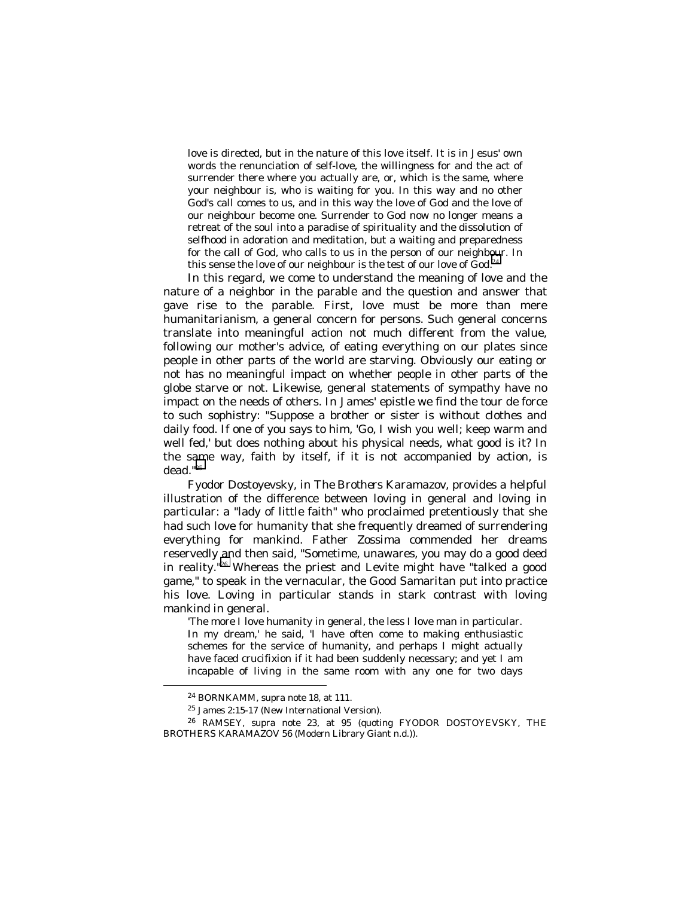> love is directed, but in the nature of this love itself. It is in Jesus' own words the renunciation of self-love, the willingness for and the act of surrender there where you actually are, or, which is the same, where your neighbour is, who is waiting for you. In this way and no other God's call comes to us, and in this way the love of God and the love of our neighbour become one. Surrender to God now no longer means a retreat of the soul into a paradise of spirituality and the dissolution of selfhood in adoration and meditation, but a waiting and preparedness for the call of God, who calls to us in the person of our neighbour. In this sense the love of our neighbour is the test of our love of God.[24]

In this regard, we come to understand the meaning of love and the nature of a neighbor in the parable and the question and answer that gave rise to the parable. First, love must be more than mere humanitarianism, a general concern for persons. Such general concerns translate into meaningful action not much different from the value, following our mother's advice, of eating everything on our plates since people in other parts of the world are starving. Obviously our eating or not has no meaningful impact on whether people in other parts of the globe starve or not. Likewise, general statements of sympathy have no impact on the needs of others. In James' epistle we find the tour de force to such sophistry: "Suppose a brother or sister is without clothes and daily food. If one of you says to him, 'Go, I wish you well; keep warm and well fed,' but does nothing about his physical needs, what good is it? In the same way, faith by itself, if it is not accompanied by action, is dead."[25]

Fyodor Dostoyevsky, in *The Brothers Karamazov*, provides a helpful illustration of the difference between loving in general and loving in particular: a "lady of little faith" who proclaimed pretentiously that she had such love for humanity that she frequently dreamed of surrendering everything for mankind. Father Zossima commended her dreams reservedly and then said, "Sometime, unawares, you may do a good deed in reality."[26] Whereas the priest and Levite might have "talked a good game," to speak in the vernacular, the Good Samaritan put into practice his love. Loving in particular stands in stark contrast with loving mankind in general.

> 'The more I love humanity in general, the less I love man in particular. In my dream,' he said, 'I have often come to making enthusiastic schemes for the service of humanity, and perhaps I might actually have faced crucifixion if it had been suddenly necessary; and yet I am incapable of living in the same room with any one for two days

---

[24] BORNKAMM, supra note 18, at 111.

[25] James 2:15-17 (New International Version).

[26] RAMSEY, supra note 23, at 95 (quoting FYODOR DOSTOYEVSKY, THE BROTHERS KARAMAZOV 56 (Modern Library Giant n.d.)).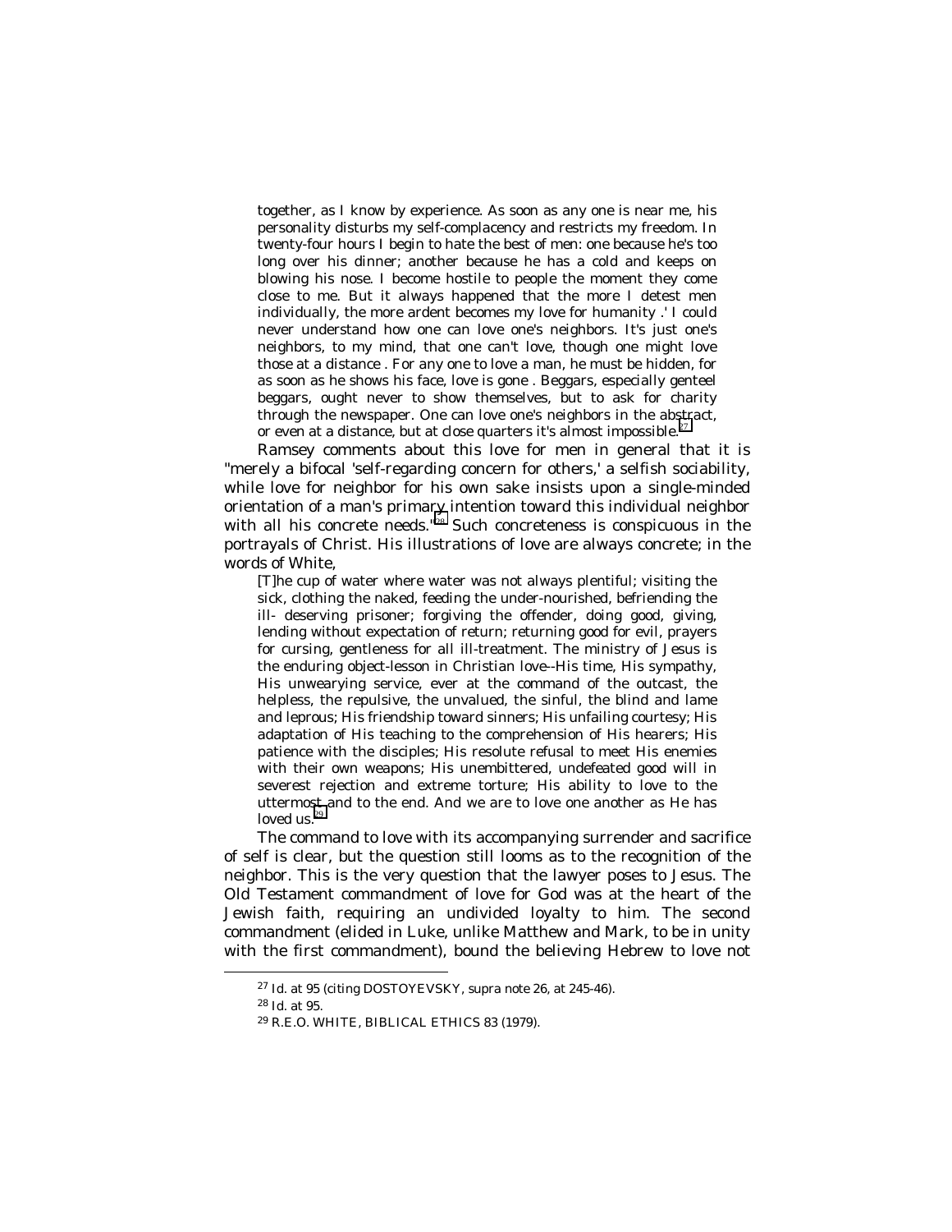> together, as I know by experience. As soon as any one is near me, his personality disturbs my self-complacency and restricts my freedom. In twenty-four hours I begin to hate the best of men: one because he's too long over his dinner; another because he has a cold and keeps on blowing his nose. I become hostile to people the moment they come close to me. But it always happened that the more I detest men individually, the more ardent becomes my love for humanity .' I could never understand how one can love one's neighbors. It's just one's neighbors, to my mind, that one can't love, though one might love those at a distance . For any one to love a man, he must be hidden, for as soon as he shows his face, love is gone . Beggars, especially genteel beggars, ought never to show themselves, but to ask for charity through the newspaper. One can love one's neighbors in the abstract, or even at a distance, but at close quarters it's almost impossible.[27]

Ramsey comments about this love for men in general that it is "merely a bifocal 'self-regarding concern for others,' a selfish sociability, while love for neighbor for his own sake insists upon a single-minded orientation of a man's primary intention toward this individual neighbor with all his concrete needs."[28] Such concreteness is conspicuous in the portrayals of Christ. His illustrations of love are always concrete; in the words of White,

> [T]he cup of water where water was not always plentiful; visiting the sick, clothing the naked, feeding the under-nourished, befriending the ill- deserving prisoner; forgiving the offender, doing good, giving, lending without expectation of return; returning good for evil, prayers for cursing, gentleness for all ill-treatment. The ministry of Jesus is the enduring object-lesson in Christian love--His time, His sympathy, His unwearying service, ever at the command of the outcast, the helpless, the repulsive, the unvalued, the sinful, the blind and lame and leprous; His friendship toward sinners; His unfailing courtesy; His adaptation of His teaching to the comprehension of His hearers; His patience with the disciples; His resolute refusal to meet His enemies with their own weapons; His unembittered, undefeated good will in severest rejection and extreme torture; His ability to love to the uttermost and to the end. And we are to love one another as He has loved us.[29]

The command to love with its accompanying surrender and sacrifice of self is clear, but the question still looms as to the recognition of the neighbor. This is the very question that the lawyer poses to Jesus. The Old Testament commandment of love for God was at the heart of the Jewish faith, requiring an undivided loyalty to him. The second commandment (elided in Luke, unlike Matthew and Mark, to be in unity with the first commandment), bound the believing Hebrew to love not

---

[27] Id. at 95 (citing DOSTOYEVSKY, supra note 26, at 245-46).

[28] Id. at 95.

[29] R.E.O. WHITE, BIBLICAL ETHICS 83 (1979).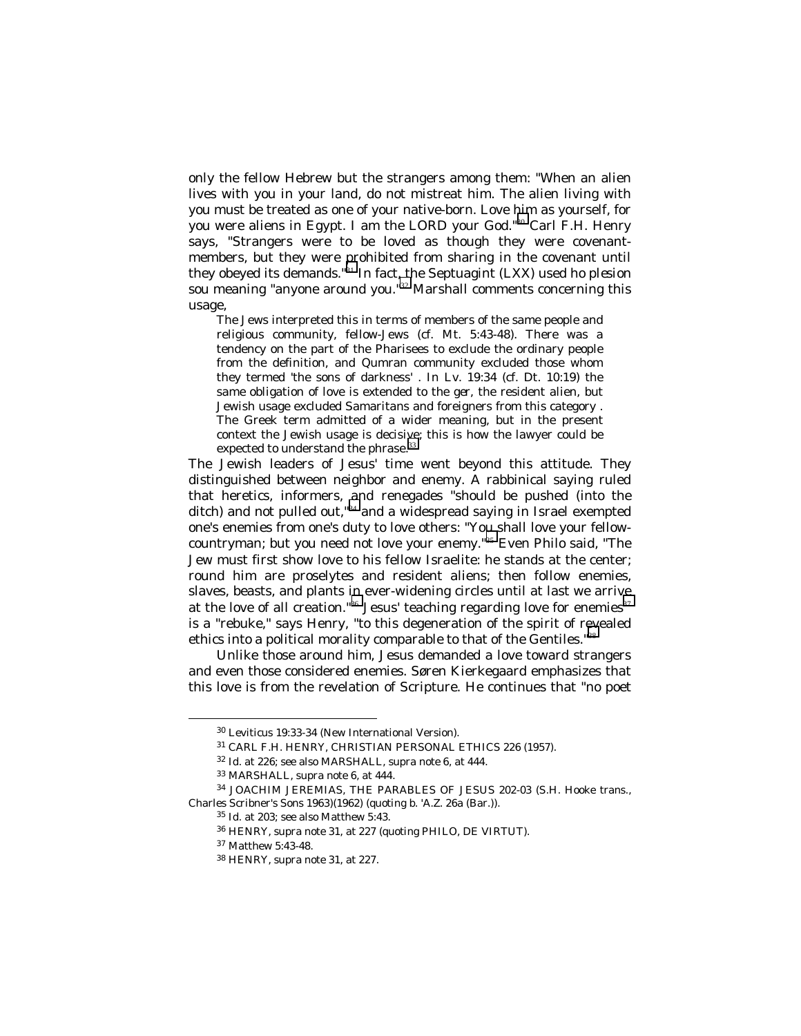only the fellow Hebrew but the strangers among them: "When an alien lives with you in your land, do not mistreat him. The alien living with you must be treated as one of your native-born. Love him as yourself, for you were aliens in Egypt. I am the LORD your God."[30] Carl F.H. Henry says, "Strangers were to be loved as though they were covenant-members, but they were prohibited from sharing in the covenant until they obeyed its demands."[31] In fact, the Septuagint (LXX) used *ho plesion sou* meaning "anyone around you."[32] Marshall comments concerning this usage,

> The Jews interpreted this in terms of members of the same people and religious community, fellow-Jews (cf. Mt. 5:43-48). There was a tendency on the part of the Pharisees to exclude the ordinary people from the definition, and Qumran community excluded those whom they termed 'the sons of darkness' . In Lv. 19:34 (cf. Dt. 10:19) the same obligation of love is extended to the *ger*, the resident alien, but Jewish usage excluded Samaritans and foreigners from this category . The Greek term admitted of a wider meaning, but in the present context the Jewish usage is decisive; this is how the lawyer could be expected to understand the phrase.[33]

The Jewish leaders of Jesus' time went beyond this attitude. They distinguished between neighbor and enemy. A rabbinical saying ruled that heretics, informers, and renegades "should be pushed (into the ditch) and not pulled out,"[34] and a widespread saying in Israel exempted one's enemies from one's duty to love others: "You shall love your fellow-countryman; but you need not love your enemy."[35] Even Philo said, "The Jew must first show love to his fellow Israelite: he stands at the center; round him are proselytes and resident aliens; then follow enemies, slaves, beasts, and plants in ever-widening circles until at last we arrive at the love of all creation."[36] Jesus' teaching regarding love for enemies[37] is a "rebuke," says Henry, "to this degeneration of the spirit of revealed ethics into a political morality comparable to that of the Gentiles."[38]

Unlike those around him, Jesus demanded a love toward strangers and even those considered enemies. Søren Kierkegaard emphasizes that this love is from the revelation of Scripture. He continues that "no poet

---

[30] Leviticus 19:33-34 (New International Version).

[31] CARL F.H. HENRY, CHRISTIAN PERSONAL ETHICS 226 (1957).

[32] *Id.* at 226; *see also* MARSHALL, *supra* note 6, at 444.

[33] MARSHALL, *supra* note 6, at 444.

[34] JOACHIM JEREMIAS, THE PARABLES OF JESUS 202-03 (S.H. Hooke trans., Charles Scribner's Sons 1963)(1962) (quoting b. 'A.Z. 26a (Bar.)).

[35] *Id.* at 203; *see also* Matthew 5:43.

[36] HENRY, *supra* note 31, at 227 (quoting PHILO, DE VIRTUT).

[37] Matthew 5:43-48.

[38] HENRY, *supra* note 31, at 227.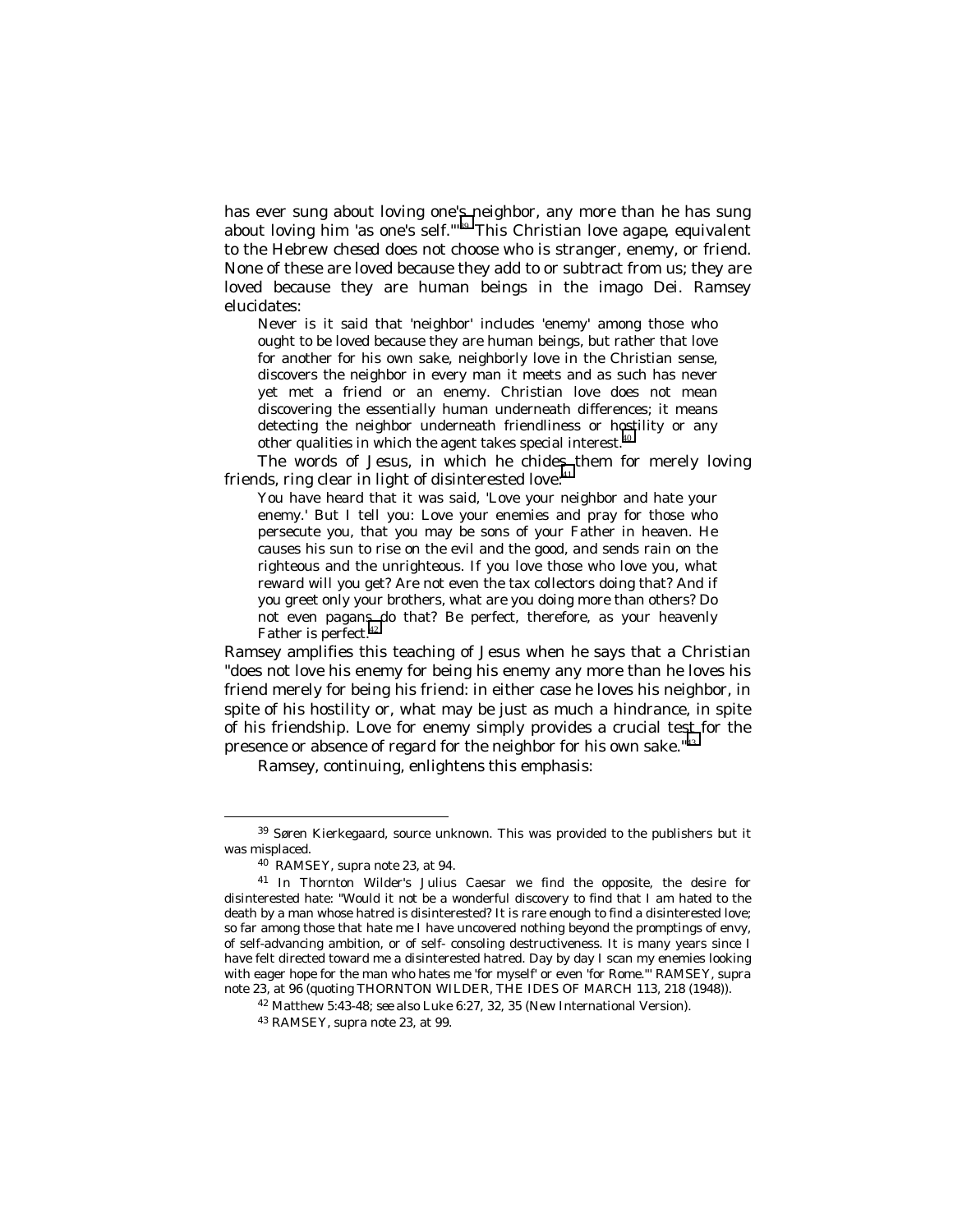has ever sung about loving one's neighbor, any more than he has sung about loving him 'as one's self.'"[39] This Christian love *agape*, equivalent to the Hebrew *chesed* does not choose who is stranger, enemy, or friend. None of these are loved because they add to or subtract from us; they are loved because they are human beings in the *imago Dei*. Ramsey elucidates:

> Never is it said that 'neighbor' includes 'enemy' among those who ought to be loved because they are human beings, but rather that love for another for his own sake, neighborly love in the Christian sense, discovers the neighbor in every man it meets and as such has never yet met a friend or an enemy. Christian love does not mean discovering the essentially human underneath differences; it means detecting the neighbor underneath friendliness or hostility or any other qualities in which the agent takes special interest.[40]

The words of Jesus, in which he chides them for merely loving friends, ring clear in light of disinterested love:[41]

> You have heard that it was said, 'Love your neighbor and hate your enemy.' But I tell you: Love your enemies and pray for those who persecute you, that you may be sons of your Father in heaven. He causes his sun to rise on the evil and the good, and sends rain on the righteous and the unrighteous. If you love those who love you, what reward will you get? Are not even the tax collectors doing that? And if you greet only your brothers, what are you doing more than others? Do not even pagans do that? Be perfect, therefore, as your heavenly Father is perfect.[42]

Ramsey amplifies this teaching of Jesus when he says that a Christian "does not love his enemy for being his enemy any more than he loves his friend merely for being his friend: in either case he loves his neighbor, in spite of his hostility or, what may be just as much a hindrance, in spite of his friendship. Love for enemy simply provides a crucial test for the presence or absence of regard for the neighbor for his own sake."[43]

Ramsey, continuing, enlightens this emphasis:

---

[39] Søren Kierkegaard, source unknown. This was provided to the publishers but it was misplaced.

[40] RAMSEY, supra note 23, at 94.

[41] In Thornton Wilder's Julius Caesar we find the opposite, the desire for disinterested hate: "Would it not be a wonderful discovery to find that I am hated to the death by a man whose hatred is disinterested? It is rare enough to find a disinterested love; so far among those that hate me I have uncovered nothing beyond the promptings of envy, of self-advancing ambition, or of self- consoling destructiveness. It is many years since I have felt directed toward me a disinterested hatred. Day by day I scan my enemies looking with eager hope for the man who hates me 'for myself' or even 'for Rome.'" RAMSEY, supra note 23, at 96 (quoting THORNTON WILDER, THE IDES OF MARCH 113, 218 (1948)).

[42] Matthew 5:43-48; *see also* Luke 6:27, 32, 35 (New International Version).

[43] RAMSEY, supra note 23, at 99.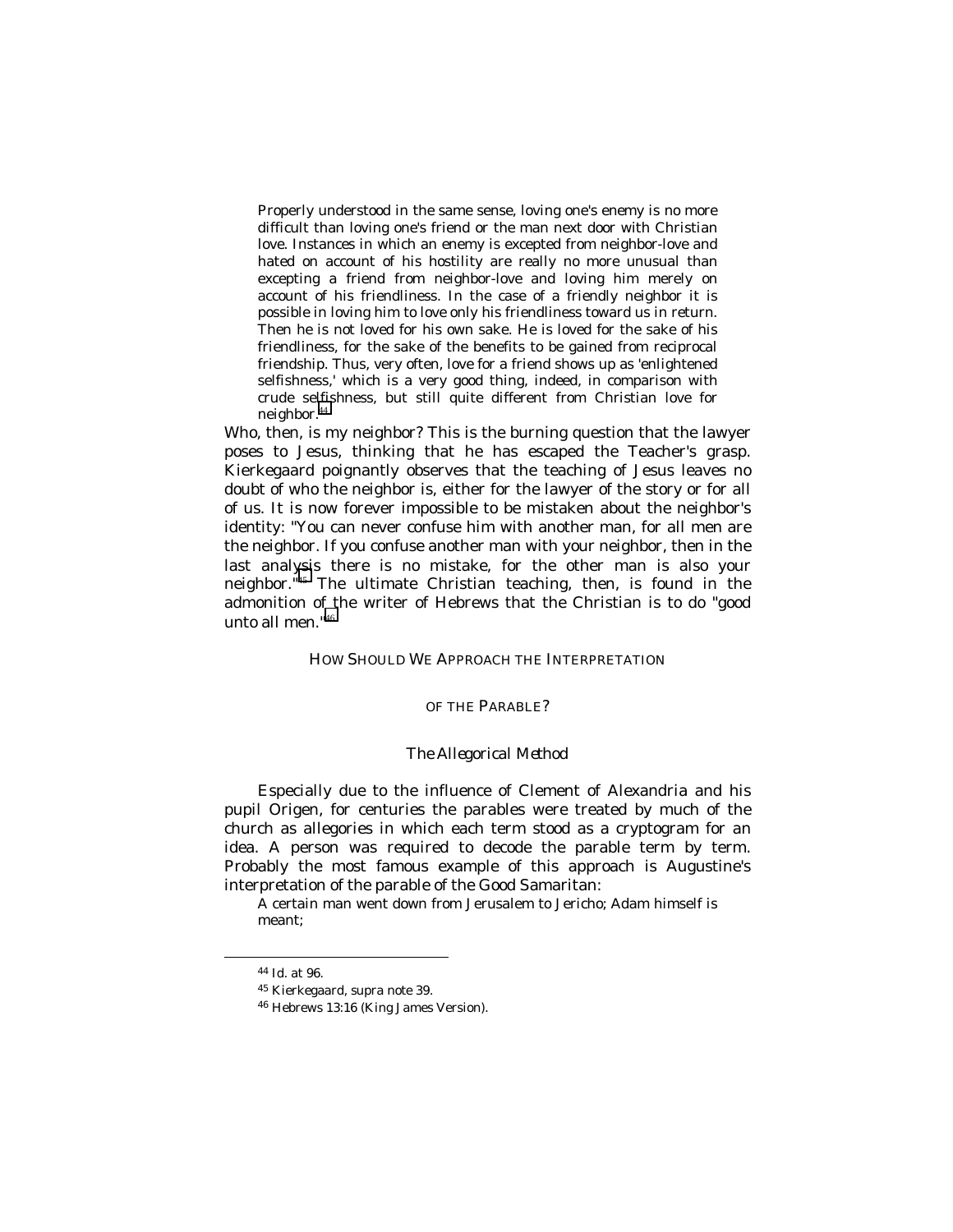> Properly understood in the same sense, loving one's enemy is no more difficult than loving one's friend or the man next door with Christian love. Instances in which an enemy is excepted from neighbor-love and hated on account of his hostility are really no more unusual than excepting a friend from neighbor-love and loving him merely on account of his friendliness. In the case of a friendly neighbor it is possible in loving him to love only his friendliness toward us in return. Then he is not loved for his own sake. He is loved for the sake of his friendliness, for the sake of the benefits to be gained from reciprocal friendship. Thus, very often, love for a friend shows up as 'enlightened selfishness,' which is a very good thing, indeed, in comparison with crude selfishness, but still quite different from Christian love for neighbor.[44]

Who, then, is my neighbor? This is the burning question that the lawyer poses to Jesus, thinking that he has escaped the Teacher's grasp. Kierkegaard poignantly observes that the teaching of Jesus leaves no doubt of who the neighbor is, either for the lawyer of the story or for all of us. It is now forever impossible to be mistaken about the neighbor's identity: "You can never confuse him with another man, for all men are the neighbor. If you confuse another man with your neighbor, then in the last analysis there is no mistake, for the other man is also your neighbor."[45] The ultimate Christian teaching, then, is found in the admonition of the writer of Hebrews that the Christian is to do "good unto all men."[46]

## HOW SHOULD WE APPROACH THE INTERPRETATION OF THE PARABLE?

### *The Allegorical Method*

Especially due to the influence of Clement of Alexandria and his pupil Origen, for centuries the parables were treated by much of the church as allegories in which each term stood as a cryptogram for an idea. A person was required to decode the parable term by term. Probably the most famous example of this approach is Augustine's interpretation of the parable of the Good Samaritan:

> A certain man went down from Jerusalem to Jericho; Adam himself is meant;

---

[44] Id. at 96.

[45] Kierkegaard, supra note 39.

[46] Hebrews 13:16 (King James Version).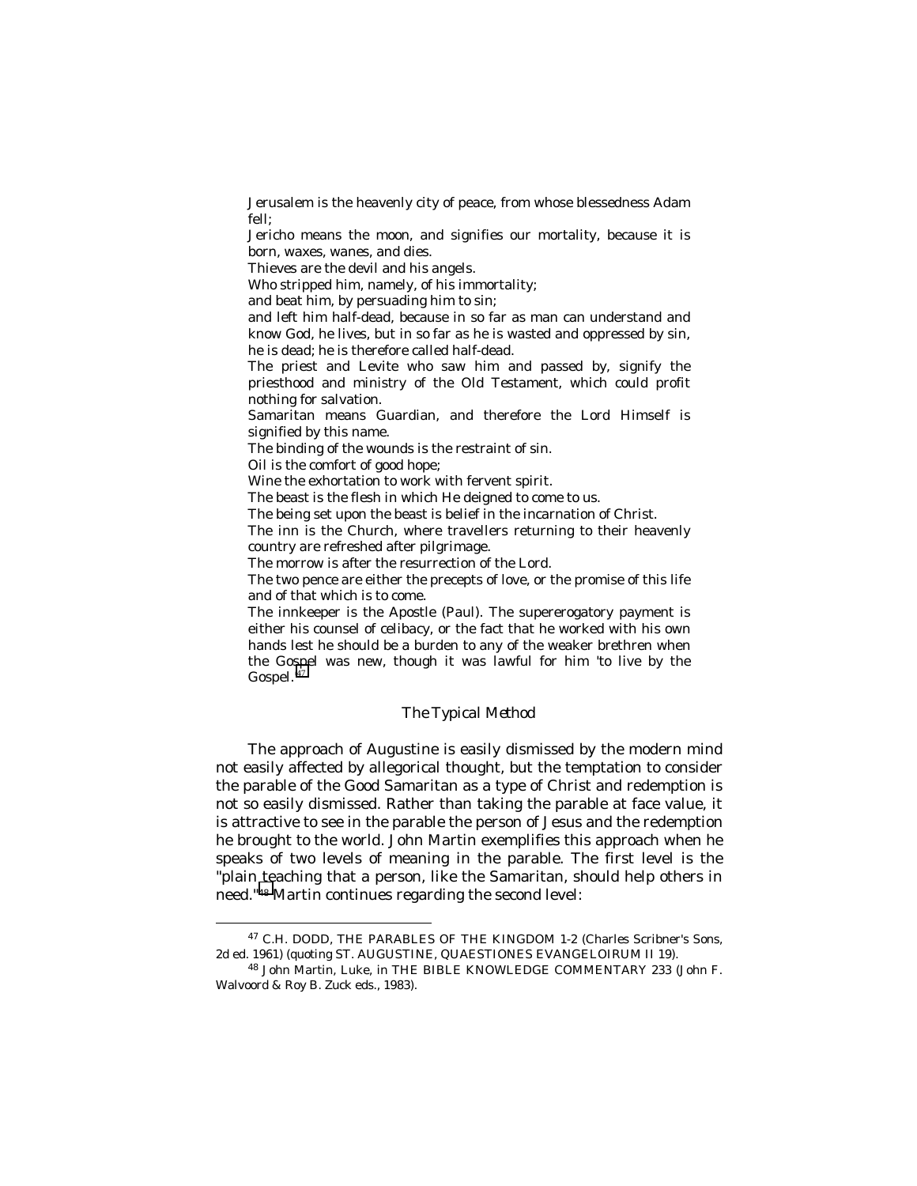> Jerusalem is the heavenly city of peace, from whose blessedness Adam fell;
> Jericho means the moon, and signifies our mortality, because it is born, waxes, wanes, and dies.
> Thieves are the devil and his angels.
> Who stripped him, namely, of his immortality;
> and beat him, by persuading him to sin;
> and left him half-dead, because in so far as man can understand and know God, he lives, but in so far as he is wasted and oppressed by sin, he is dead; he is therefore called half-dead.
> The priest and Levite who saw him and passed by, signify the priesthood and ministry of the Old Testament, which could profit nothing for salvation.
> Samaritan means Guardian, and therefore the Lord Himself is signified by this name.
> The binding of the wounds is the restraint of sin.
> Oil is the comfort of good hope;
> Wine the exhortation to work with fervent spirit.
> The beast is the flesh in which He deigned to come to us.
> The being set upon the beast is belief in the incarnation of Christ.
> The inn is the Church, where travellers returning to their heavenly country are refreshed after pilgrimage.
> The morrow is after the resurrection of the Lord.
> The two pence are either the precepts of love, or the promise of this life and of that which is to come.
> The innkeeper is the Apostle (Paul). The supererogatory payment is either his counsel of celibacy, or the fact that he worked with his own hands lest he should be a burden to any of the weaker brethren when the Gospel was new, though it was lawful for him 'to live by the Gospel.'[47]

### *The Typical Method*

The approach of Augustine is easily dismissed by the modern mind not easily affected by allegorical thought, but the temptation to consider the parable of the Good Samaritan as a type of Christ and redemption is not so easily dismissed. Rather than taking the parable at face value, it is attractive to see in the parable the person of Jesus and the redemption he brought to the world. John Martin exemplifies this approach when he speaks of two levels of meaning in the parable. The first level is the "plain teaching that a person, like the Samaritan, should help others in need."[48] Martin continues regarding the second level:

---

[47] C.H. DODD, THE PARABLES OF THE KINGDOM 1-2 (Charles Scribner's Sons, 2d ed. 1961) (quoting ST. AUGUSTINE, QUAESTIONES EVANGELOIRUM II 19).

[48] John Martin, Luke, in THE BIBLE KNOWLEDGE COMMENTARY 233 (John F. Walvoord & Roy B. Zuck eds., 1983).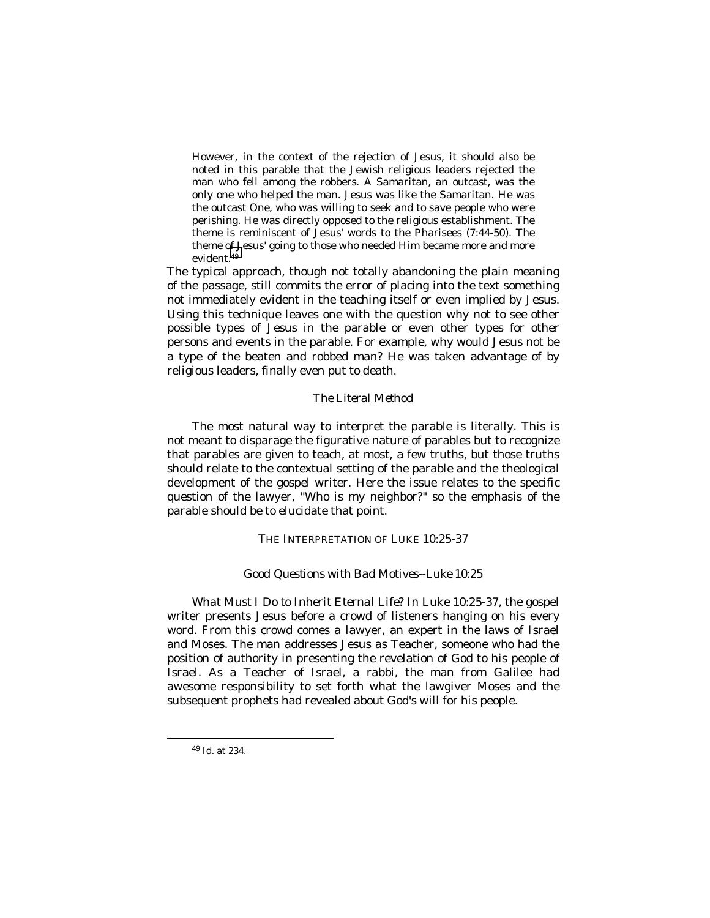> However, in the context of the rejection of Jesus, it should also be noted in this parable that the Jewish religious leaders rejected the man who fell among the robbers. A Samaritan, an outcast, was the only one who helped the man. Jesus was like the Samaritan. He was the outcast One, who was willing to seek and to save people who were perishing. He was directly opposed to the religious establishment. The theme is reminiscent of Jesus' words to the Pharisees (7:44-50). The theme of Jesus' going to those who needed Him became more and more evident.[49]

The typical approach, though not totally abandoning the plain meaning of the passage, still commits the error of placing into the text something not immediately evident in the teaching itself or even implied by Jesus. Using this technique leaves one with the question why not to see other possible types of Jesus in the parable or even other types for other persons and events in the parable. For example, why would Jesus not be a type of the beaten and robbed man? He was taken advantage of by religious leaders, finally even put to death.

### *The Literal Method*

The most natural way to interpret the parable is literally. This is not meant to disparage the figurative nature of parables but to recognize that parables are given to teach, at most, a few truths, but those truths should relate to the contextual setting of the parable and the theological development of the gospel writer. Here the issue relates to the specific question of the lawyer, "Who is my neighbor?" so the emphasis of the parable should be to elucidate that point.

## THE INTERPRETATION OF LUKE 10:25-37

### *Good Questions with Bad Motives--Luke 10:25*

*What Must I Do to Inherit Eternal Life?* In Luke 10:25-37, the gospel writer presents Jesus before a crowd of listeners hanging on his every word. From this crowd comes a lawyer, an expert in the laws of Israel and Moses. The man addresses Jesus as Teacher, someone who had the position of authority in presenting the revelation of God to his people of Israel. As a Teacher of Israel, a rabbi, the man from Galilee had awesome responsibility to set forth what the lawgiver Moses and the subsequent prophets had revealed about God's will for his people.

---

[49] Id. at 234.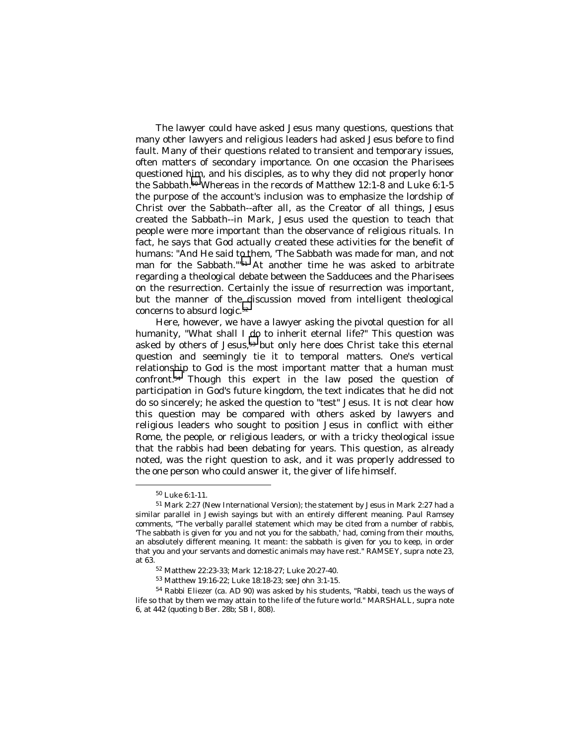The lawyer could have asked Jesus many questions, questions that many other lawyers and religious leaders had asked Jesus before to find fault. Many of their questions related to transient and temporary issues, often matters of secondary importance. On one occasion the Pharisees questioned him, and his disciples, as to why they did not properly honor the Sabbath.[50] Whereas in the records of Matthew 12:1-8 and Luke 6:1-5 the purpose of the account's inclusion was to emphasize the lordship of Christ over the Sabbath--after all, as the Creator of all things, Jesus created the Sabbath--in Mark, Jesus used the question to teach that people were more important than the observance of religious rituals. In fact, he says that God actually created these activities for the benefit of humans: "And He said to them, 'The Sabbath was made for man, and not man for the Sabbath.'"[51] At another time he was asked to arbitrate regarding a theological debate between the Sadducees and the Pharisees on the resurrection. Certainly the issue of resurrection was important, but the manner of the discussion moved from intelligent theological concerns to absurd logic.[52]

Here, however, we have a lawyer asking the pivotal question for all humanity, "What shall I do to inherit eternal life?" This question was asked by others of Jesus,[53] but only here does Christ take this eternal question and seemingly tie it to temporal matters. One's vertical relationship to God is the most important matter that a human must confront.[54] Though this expert in the law posed the question of participation in God's future kingdom, the text indicates that he did not do so sincerely; he asked the question to "test" Jesus. It is not clear how this question may be compared with others asked by lawyers and religious leaders who sought to position Jesus in conflict with either Rome, the people, or religious leaders, or with a tricky theological issue that the rabbis had been debating for years. This question, as already noted, was the right question to ask, and it was properly addressed to the one person who could answer it, the giver of life himself.

---

[50] Luke 6:1-11.

[51] Mark 2:27 (New International Version); the statement by Jesus in Mark 2:27 had a similar parallel in Jewish sayings but with an entirely different meaning. Paul Ramsey comments, "The verbally parallel statement which may be cited from a number of rabbis, 'The sabbath is given for you and not you for the sabbath,' had, coming from their mouths, an absolutely different meaning. It meant: the sabbath is given for you to keep, in order that you and your servants and domestic animals may have rest." RAMSEY, supra note 23, at 63.

[52] Matthew 22:23-33; Mark 12:18-27; Luke 20:27-40.

[53] Matthew 19:16-22; Luke 18:18-23; see John 3:1-15.

[54] Rabbi Eliezer (ca. AD 90) was asked by his students, "Rabbi, teach us the ways of life so that by them we may attain to the life of the future world." MARSHALL, supra note 6, at 442 (quoting b Ber. 28b; SB I, 808).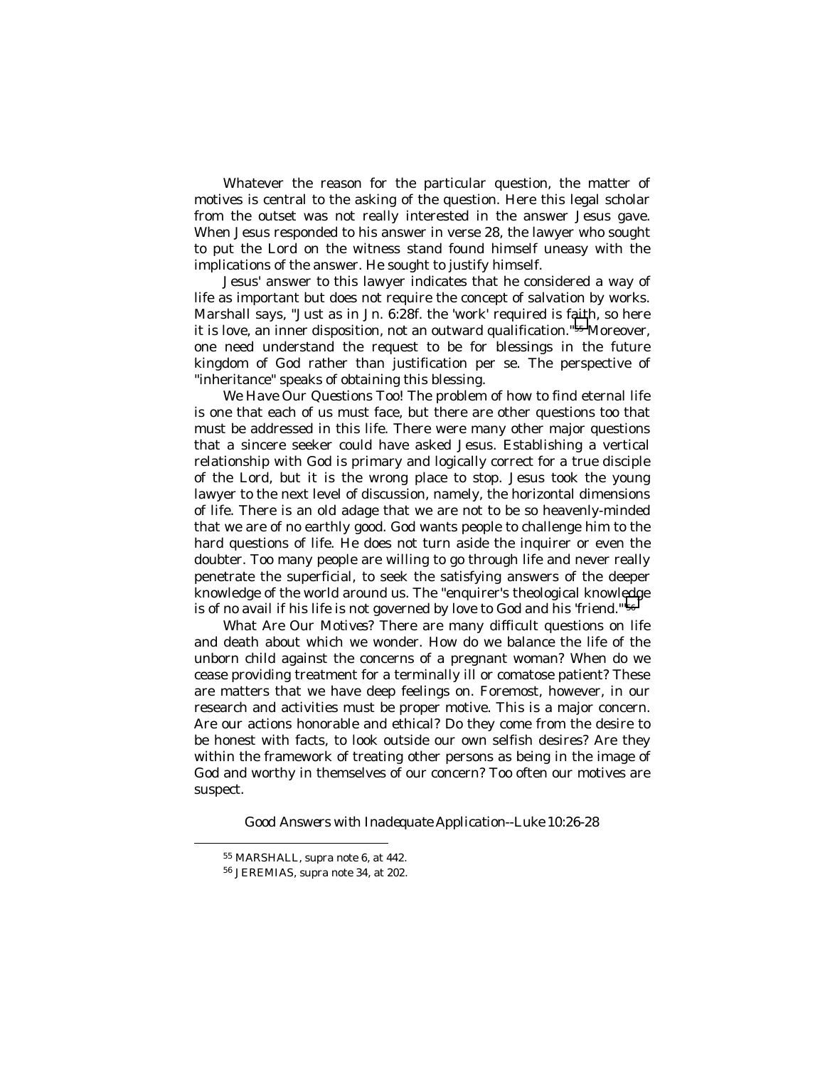Whatever the reason for the particular question, the matter of motives is central to the asking of the question. Here this legal scholar from the outset was not really interested in the answer Jesus gave. When Jesus responded to his answer in verse 28, the lawyer who sought to put the Lord on the witness stand found himself uneasy with the implications of the answer. He sought to justify himself.

Jesus' answer to this lawyer indicates that he considered a way of life as important but does not require the concept of salvation by works. Marshall says, "Just as in Jn. 6:28f. the 'work' required is faith, so here it is love, an inner disposition, not an outward qualification."[55] Moreover, one need understand the request to be for blessings in the future kingdom of God rather than justification per se. The perspective of "inheritance" speaks of obtaining this blessing.

*We Have Our Questions Too!* The problem of how to find eternal life is one that each of us must face, but there are other questions too that must be addressed in this life. There were many other major questions that a sincere seeker could have asked Jesus. Establishing a vertical relationship with God is primary and logically correct for a true disciple of the Lord, but it is the wrong place to stop. Jesus took the young lawyer to the next level of discussion, namely, the horizontal dimensions of life. There is an old adage that we are not to be so heavenly-minded that we are of no earthly good. God wants people to challenge him to the hard questions of life. He does not turn aside the inquirer or even the doubter. Too many people are willing to go through life and never really penetrate the superficial, to seek the satisfying answers of the deeper knowledge of the world around us. The "enquirer's theological knowledge is of no avail if his life is not governed by love to God and his 'friend.'"[56]

*What Are Our Motives?* There are many difficult questions on life and death about which we wonder. How do we balance the life of the unborn child against the concerns of a pregnant woman? When do we cease providing treatment for a terminally ill or comatose patient? These are matters that we have deep feelings on. Foremost, however, in our research and activities must be proper motive. This is a major concern. Are our actions honorable and ethical? Do they come from the desire to be honest with facts, to look outside our own selfish desires? Are they within the framework of treating other persons as being in the image of God and worthy in themselves of our concern? Too often our motives are suspect.

*Good Answers with Inadequate Application--Luke 10:26-28*

[55] MARSHALL, supra note 6, at 442.

[56] JEREMIAS, supra note 34, at 202.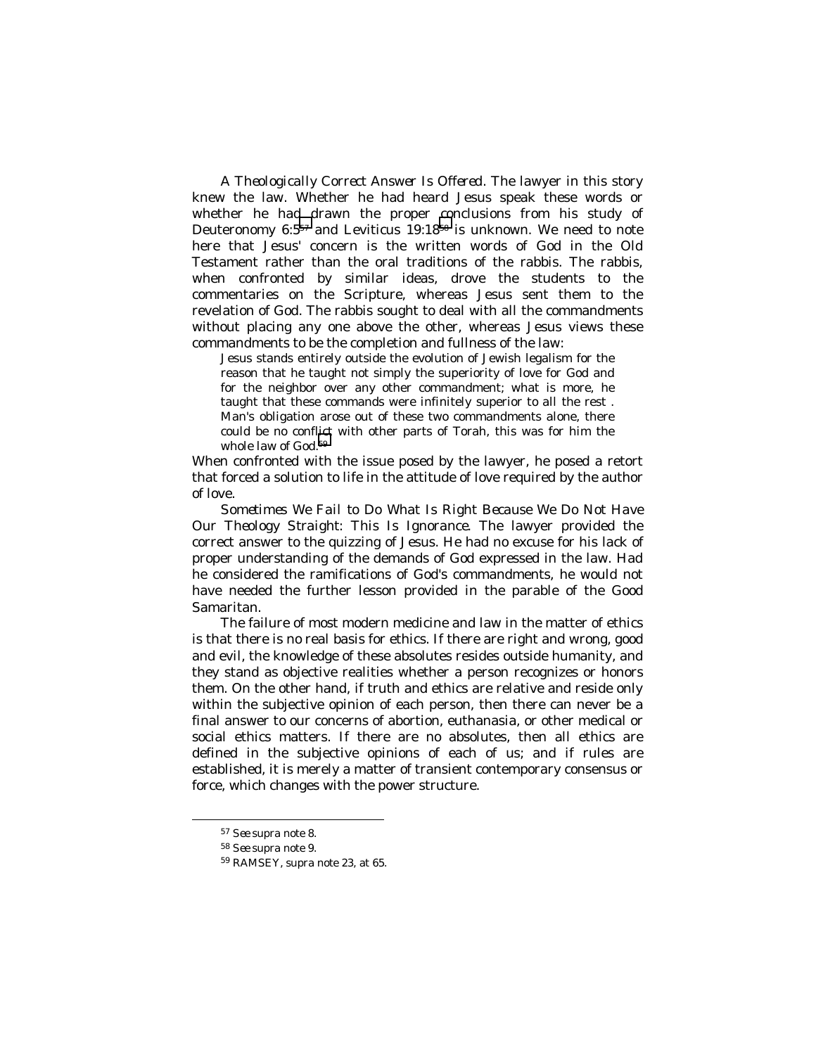*A Theologically Correct Answer Is Offered*. The lawyer in this story knew the law. Whether he had heard Jesus speak these words or whether he had drawn the proper conclusions from his study of Deuteronomy 6:5[57] and Leviticus 19:18[58] is unknown. We need to note here that Jesus' concern is the written words of God in the Old Testament rather than the oral traditions of the rabbis. The rabbis, when confronted by similar ideas, drove the students to the commentaries on the Scripture, whereas Jesus sent them to the revelation of God. The rabbis sought to deal with all the commandments without placing any one above the other, whereas Jesus views these commandments to be the completion and fullness of the law:

> Jesus stands entirely outside the evolution of Jewish legalism for the reason that he taught not simply the superiority of love for God and for the neighbor over any other commandment; what is more, he taught that these commands were infinitely superior to all the rest . Man's obligation arose out of these two commandments alone, there could be no conflict with other parts of Torah, this was for him the whole law of God.[59]

When confronted with the issue posed by the lawyer, he posed a retort that forced a solution to life in the attitude of love required by the author of love.

*Sometimes We Fail to Do What Is Right Because We Do Not Have Our Theology Straight: This Is Ignorance*. The lawyer provided the correct answer to the quizzing of Jesus. He had no excuse for his lack of proper understanding of the demands of God expressed in the law. Had he considered the ramifications of God's commandments, he would not have needed the further lesson provided in the parable of the Good Samaritan.

The failure of most modern medicine and law in the matter of ethics is that there is no real basis for ethics. If there are right and wrong, good and evil, the knowledge of these absolutes resides outside humanity, and they stand as objective realities whether a person recognizes or honors them. On the other hand, if truth and ethics are relative and reside only within the subjective opinion of each person, then there can never be a final answer to our concerns of abortion, euthanasia, or other medical or social ethics matters. If there are no absolutes, then all ethics are defined in the subjective opinions of each of us; and if rules are established, it is merely a matter of transient contemporary consensus or force, which changes with the power structure.

---

[57] *See* supra note 8.

[58] *See* supra note 9.

[59] RAMSEY, supra note 23, at 65.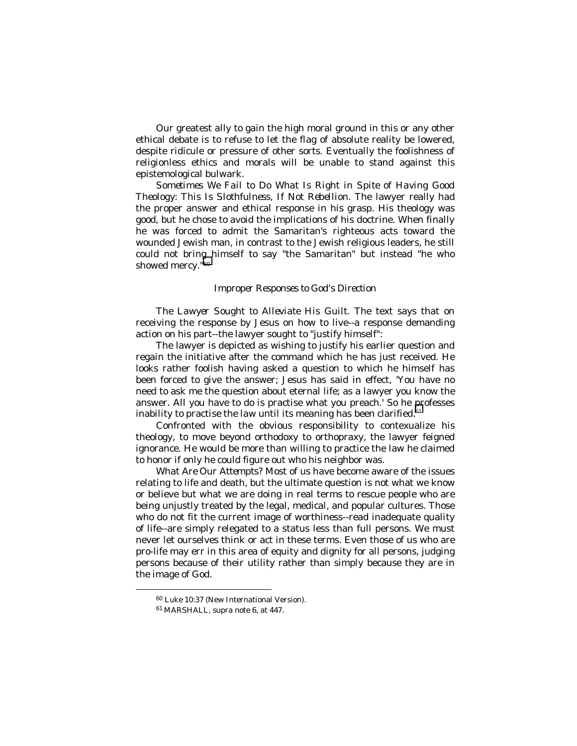Our greatest ally to gain the high moral ground in this or any other ethical debate is to refuse to let the flag of absolute reality be lowered, despite ridicule or pressure of other sorts. Eventually the foolishness of religionless ethics and morals will be unable to stand against this epistemological bulwark.

*Sometimes We Fail to Do What Is Right in Spite of Having Good Theology: This Is Slothfulness, If Not Rebellion.* The lawyer really had the proper answer and ethical response in his grasp. His theology was good, but he chose to avoid the implications of his doctrine. When finally he was forced to admit the Samaritan's righteous acts toward the wounded Jewish man, in contrast to the Jewish religious leaders, he still could not bring himself to say "the Samaritan" but instead "he who showed mercy."[60]

### *Improper Responses to God's Direction*

*The Lawyer Sought to Alleviate His Guilt.* The text says that on receiving the response by Jesus on how to live--a response demanding action on his part--the lawyer sought to "justify himself":

The lawyer is depicted as wishing to justify his earlier question and regain the initiative after the command which he has just received. He looks rather foolish having asked a question to which he himself has been forced to give the answer; Jesus has said in effect, 'You have no need to ask me the question about eternal life; as a lawyer you know the answer. All you have to do is practise what you preach.' So he professes inability to practise the law until its meaning has been clarified.[61]

Confronted with the obvious responsibility to contexualize his theology, to move beyond orthodoxy to orthopraxy, the lawyer feigned ignorance. He would be more than willing to practice the law he claimed to honor if only he could figure out who his neighbor was.

*What Are Our Attempts?* Most of us have become aware of the issues relating to life and death, but the ultimate question is not what we know or believe but what we are doing in real terms to rescue people who are being unjustly treated by the legal, medical, and popular cultures. Those who do not fit the current image of worthiness--read inadequate quality of life--are simply relegated to a status less than full persons. We must never let ourselves think or act in these terms. Even those of us who are pro-life may err in this area of equity and dignity for all persons, judging persons because of their utility rather than simply because they are in the image of God.

---

[60] Luke 10:37 (New International Version).

[61] MARSHALL, *supra* note 6, at 447.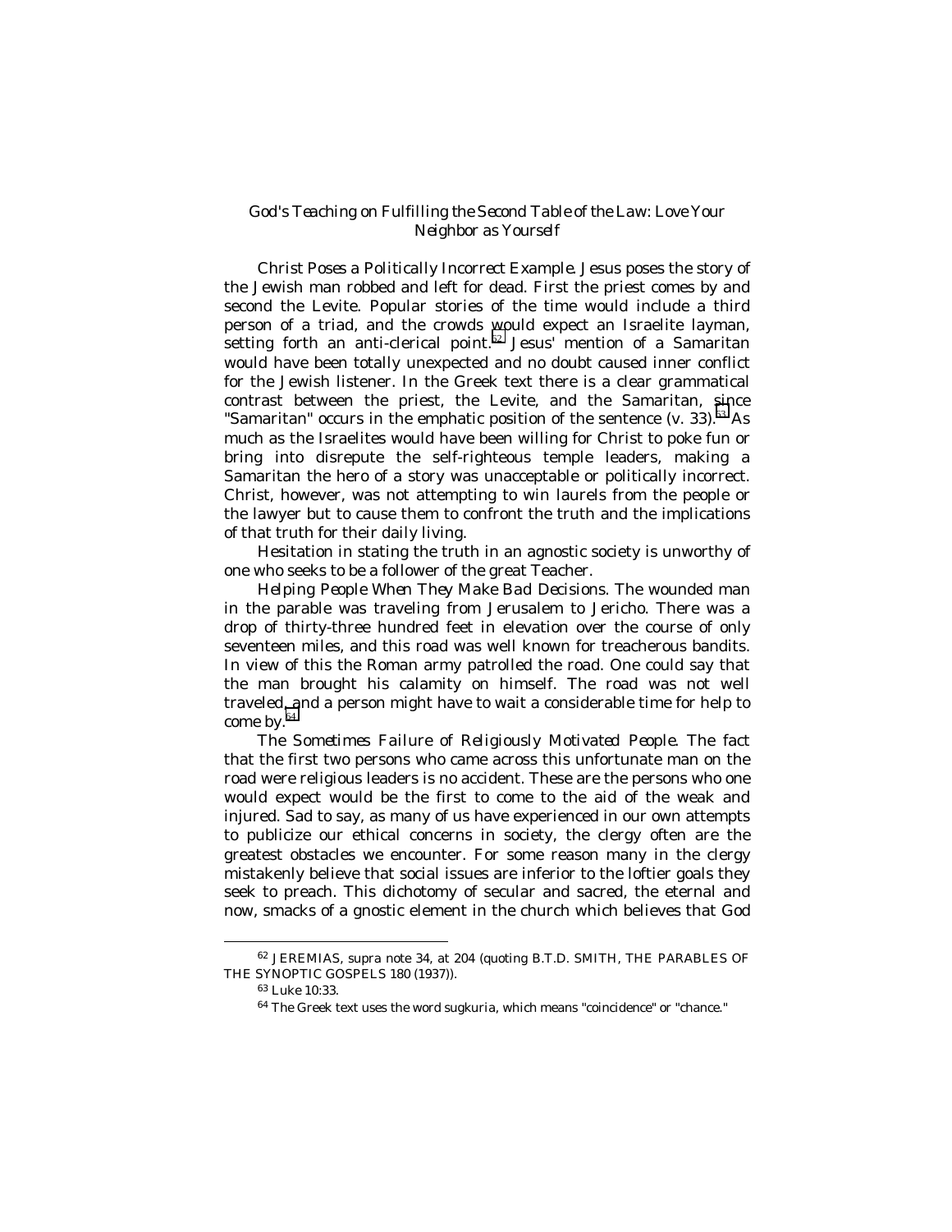### *God's Teaching on Fulfilling the Second Table of the Law: Love Your Neighbor as Yourself*

*Christ Poses a Politically Incorrect Example.* Jesus poses the story of the Jewish man robbed and left for dead. First the priest comes by and second the Levite. Popular stories of the time would include a third person of a triad, and the crowds would expect an Israelite layman, setting forth an anti-clerical point.[62] Jesus' mention of a Samaritan would have been totally unexpected and no doubt caused inner conflict for the Jewish listener. In the Greek text there is a clear grammatical contrast between the priest, the Levite, and the Samaritan, since "Samaritan" occurs in the emphatic position of the sentence (v. 33).[63] As much as the Israelites would have been willing for Christ to poke fun or bring into disrepute the self-righteous temple leaders, making a Samaritan the hero of a story was unacceptable or politically incorrect. Christ, however, was not attempting to win laurels from the people or the lawyer but to cause them to confront the truth and the implications of that truth for their daily living.

Hesitation in stating the truth in an agnostic society is unworthy of one who seeks to be a follower of the great Teacher.

*Helping People When They Make Bad Decisions.* The wounded man in the parable was traveling from Jerusalem to Jericho. There was a drop of thirty-three hundred feet in elevation over the course of only seventeen miles, and this road was well known for treacherous bandits. In view of this the Roman army patrolled the road. One could say that the man brought his calamity on himself. The road was not well traveled, and a person might have to wait a considerable time for help to come by.[64]

*The Sometimes Failure of Religiously Motivated People.* The fact that the first two persons who came across this unfortunate man on the road were religious leaders is no accident. These are the persons who one would expect would be the first to come to the aid of the weak and injured. Sad to say, as many of us have experienced in our own attempts to publicize our ethical concerns in society, the clergy often are the greatest obstacles we encounter. For some reason many in the clergy mistakenly believe that social issues are inferior to the loftier goals they seek to preach. This dichotomy of secular and sacred, the eternal and now, smacks of a gnostic element in the church which believes that God

---

[62] JEREMIAS, *supra* note 34, at 204 (quoting B.T.D. SMITH, THE PARABLES OF THE SYNOPTIC GOSPELS 180 (1937)).

[63] *Luke* 10:33.

[64] The Greek text uses the word *sugkuria*, which means "coincidence" or "chance."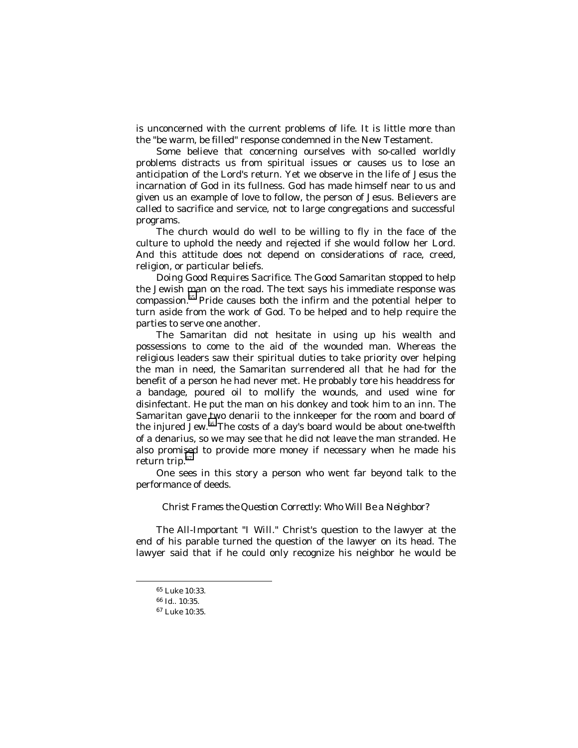is unconcerned with the current problems of life. It is little more than the "be warm, be filled" response condemned in the New Testament.

Some believe that concerning ourselves with so-called worldly problems distracts us from spiritual issues or causes us to lose an anticipation of the Lord's return. Yet we observe in the life of Jesus the incarnation of God in its fullness. God has made himself near to us and given us an example of love to follow, the person of Jesus. Believers are called to sacrifice and service, not to large congregations and successful programs.

The church would do well to be willing to fly in the face of the culture to uphold the needy and rejected if she would follow her Lord. And this attitude does not depend on considerations of race, creed, religion, or particular beliefs.

*Doing Good Requires Sacrifice.* The Good Samaritan stopped to help the Jewish man on the road. The text says his immediate response was compassion.[65] Pride causes both the infirm and the potential helper to turn aside from the work of God. To be helped and to help require the parties to serve one another.

The Samaritan did not hesitate in using up his wealth and possessions to come to the aid of the wounded man. Whereas the religious leaders saw their spiritual duties to take priority over helping the man in need, the Samaritan surrendered all that he had for the benefit of a person he had never met. He probably tore his headdress for a bandage, poured oil to mollify the wounds, and used wine for disinfectant. He put the man on his donkey and took him to an inn. The Samaritan gave two denarii to the innkeeper for the room and board of the injured Jew.[66] The costs of a day's board would be about one-twelfth of a denarius, so we may see that he did not leave the man stranded. He also promised to provide more money if necessary when he made his return trip.[67]

One sees in this story a person who went far beyond talk to the performance of deeds.

### *Christ Frames the Question Correctly: Who Will Be a Neighbor?*

*The All-Important "I Will."* Christ's question to the lawyer at the end of his parable turned the question of the lawyer on its head. The lawyer said that if he could only recognize his neighbor he would be

---

[65] Luke 10:33.
[66] Id.. 10:35.
[67] Luke 10:35.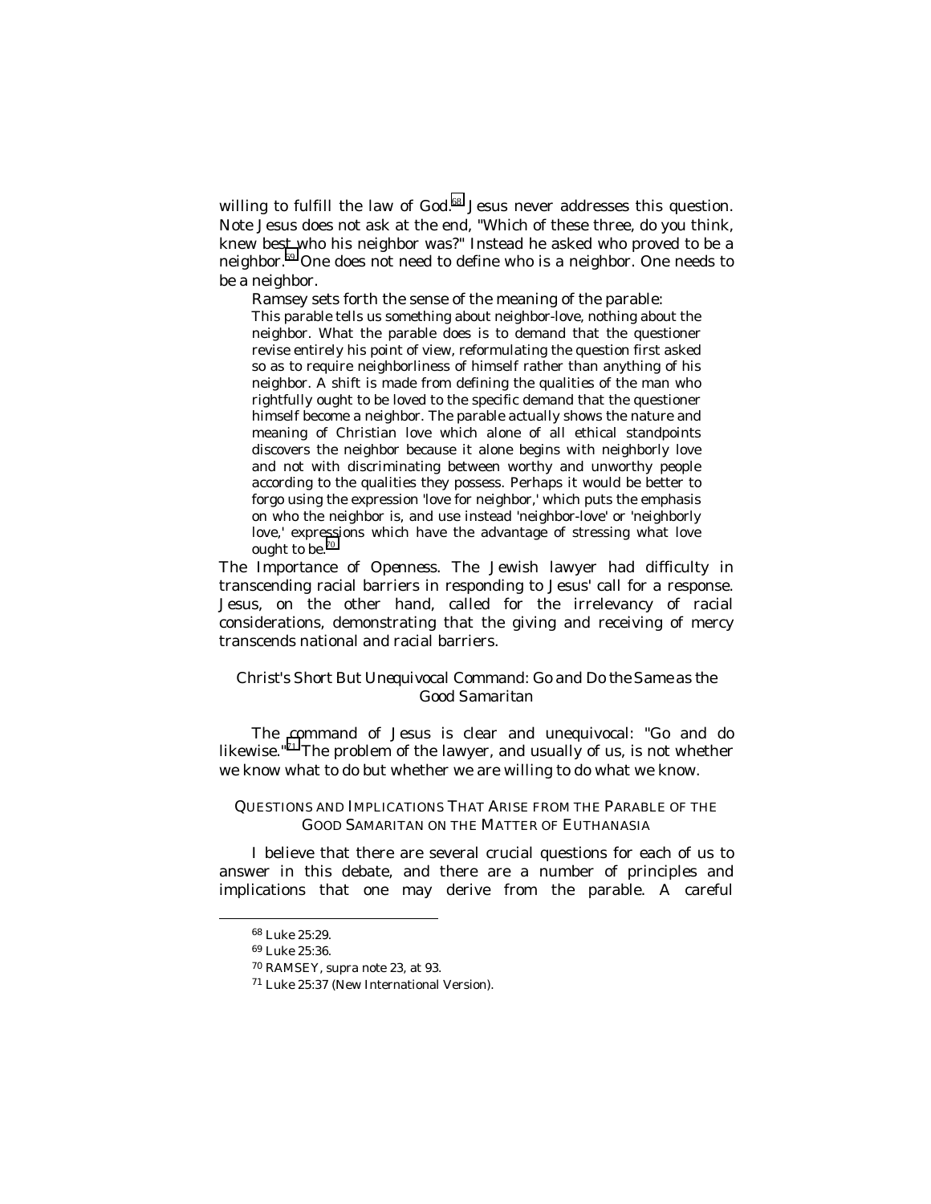willing to fulfill the law of God.[68] Jesus never addresses this question. Note Jesus does not ask at the end, "Which of these three, do you think, knew best who his neighbor was?" Instead he asked who proved to be a neighbor.[69] One does not need to define who is a neighbor. One needs to be a neighbor.

Ramsey sets forth the sense of the meaning of the parable:

> This parable tells us something about neighbor-love, nothing about the neighbor. What the parable does is to demand that the questioner revise entirely his point of view, reformulating the question first asked so as to require neighborliness of himself rather than anything of his neighbor. A shift is made from defining the qualities of the man who rightfully ought to be loved to the specific demand that the questioner himself become a neighbor. The parable actually shows the nature and meaning of Christian love which alone of all ethical standpoints discovers the neighbor because it alone begins with neighborly love and not with discriminating between worthy and unworthy people according to the qualities they possess. Perhaps it would be better to forgo using the expression 'love for neighbor,' which puts the emphasis on who the neighbor is, and use instead 'neighbor-love' or 'neighborly love,' expressions which have the advantage of stressing what love ought to be.[70]

*The Importance of Openness.* The Jewish lawyer had difficulty in transcending racial barriers in responding to Jesus' call for a response. Jesus, on the other hand, called for the irrelevancy of racial considerations, demonstrating that the giving and receiving of mercy transcends national and racial barriers.

### *Christ's Short But Unequivocal Command: Go and Do the Same as the Good Samaritan*

The command of Jesus is clear and unequivocal: "Go and do likewise."[71] The problem of the lawyer, and usually of us, is not whether we know what to do but whether we are willing to do what we know.

## QUESTIONS AND IMPLICATIONS THAT ARISE FROM THE PARABLE OF THE GOOD SAMARITAN ON THE MATTER OF EUTHANASIA

I believe that there are several crucial questions for each of us to answer in this debate, and there are a number of principles and implications that one may derive from the parable. A careful

---

[68] Luke 25:29.

[69] Luke 25:36.

[70] RAMSEY, supra note 23, at 93.

[71] Luke 25:37 (New International Version).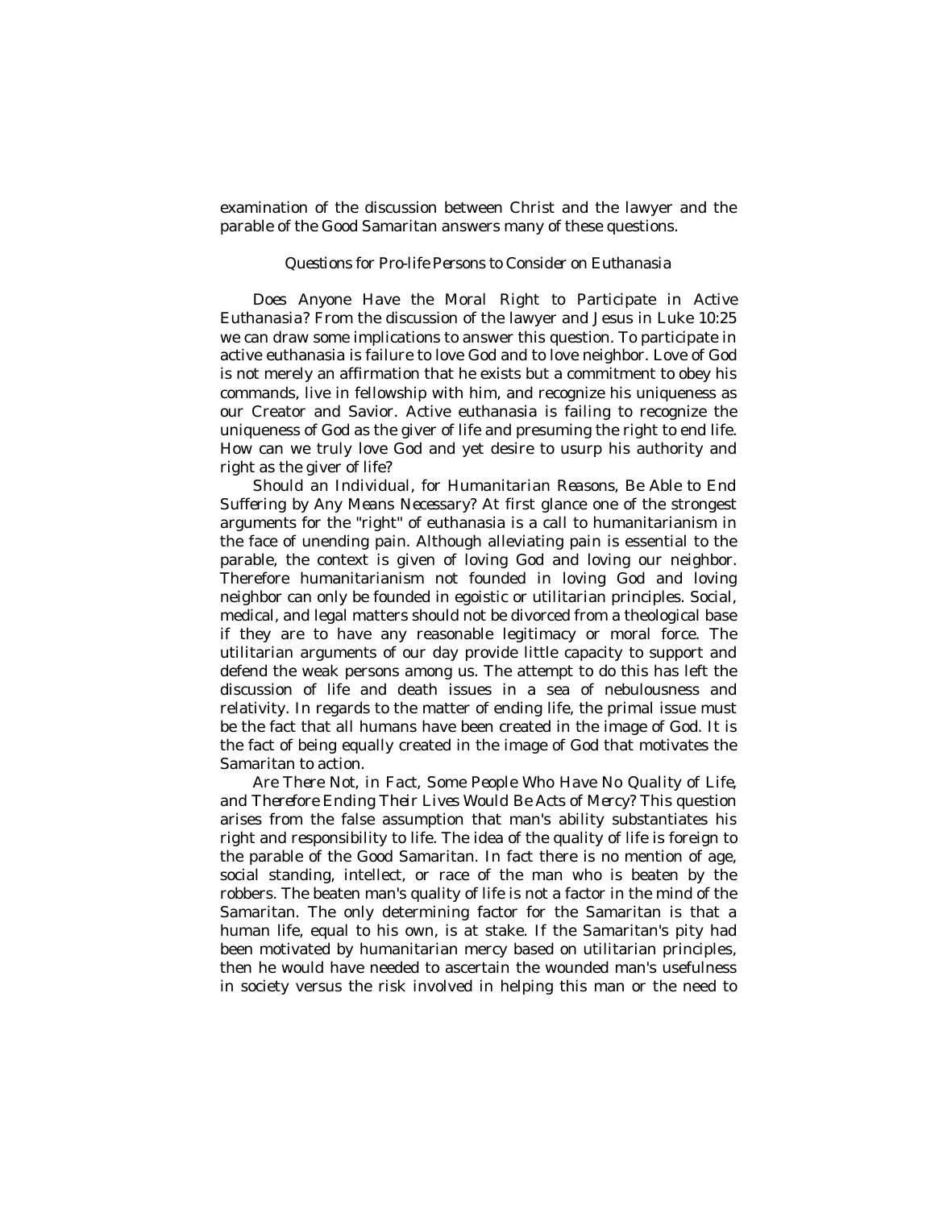examination of the discussion between Christ and the lawyer and the parable of the Good Samaritan answers many of these questions.

### *Questions for Pro-life Persons to Consider on Euthanasia*

*Does Anyone Have the Moral Right to Participate in Active Euthanasia?* From the discussion of the lawyer and Jesus in Luke 10:25 we can draw some implications to answer this question. To participate in active euthanasia is failure to love God and to love neighbor. Love of God is not merely an affirmation that he exists but a commitment to obey his commands, live in fellowship with him, and recognize his uniqueness as our Creator and Savior. Active euthanasia is failing to recognize the uniqueness of God as the giver of life and presuming the right to end life. How can we truly love God and yet desire to usurp his authority and right as the giver of life?

*Should an Individual, for Humanitarian Reasons, Be Able to End Suffering by Any Means Necessary?* At first glance one of the strongest arguments for the "right" of euthanasia is a call to humanitarianism in the face of unending pain. Although alleviating pain is essential to the parable, the context is given of loving God and loving our neighbor. Therefore humanitarianism not founded in loving God and loving neighbor can only be founded in egoistic or utilitarian principles. Social, medical, and legal matters should not be divorced from a theological base if they are to have any reasonable legitimacy or moral force. The utilitarian arguments of our day provide little capacity to support and defend the weak persons among us. The attempt to do this has left the discussion of life and death issues in a sea of nebulousness and relativity. In regards to the matter of ending life, the primal issue must be the fact that all humans have been created in the image of God. It is the fact of being equally created in the image of God that motivates the Samaritan to action.

*Are There Not, in Fact, Some People Who Have No Quality of Life, and Therefore Ending Their Lives Would Be Acts of Mercy?* This question arises from the false assumption that man's ability substantiates his right and responsibility to life. The idea of the quality of life is foreign to the parable of the Good Samaritan. In fact there is no mention of age, social standing, intellect, or race of the man who is beaten by the robbers. The beaten man's quality of life is not a factor in the mind of the Samaritan. The only determining factor for the Samaritan is that a human life, equal to his own, is at stake. If the Samaritan's pity had been motivated by humanitarian mercy based on utilitarian principles, then he would have needed to ascertain the wounded man's usefulness in society versus the risk involved in helping this man or the need to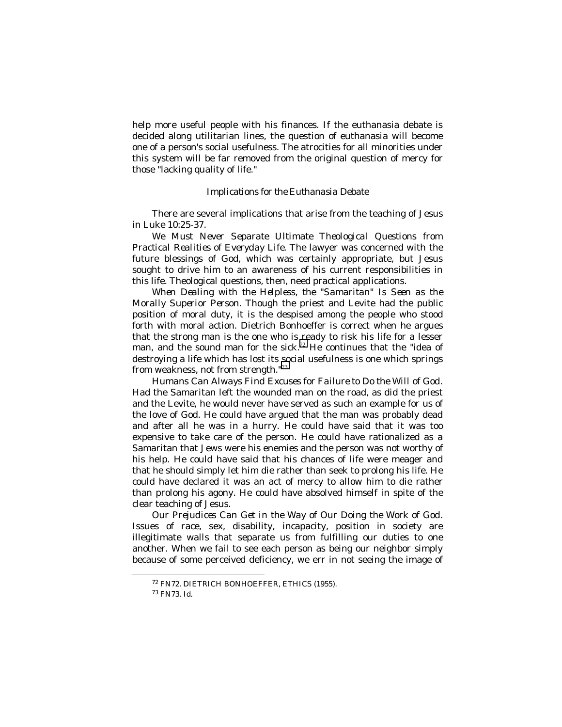help more useful people with his finances. If the euthanasia debate is decided along utilitarian lines, the question of euthanasia will become one of a person's social usefulness. The atrocities for all minorities under this system will be far removed from the original question of mercy for those "lacking quality of life."

### *Implications for the Euthanasia Debate*

There are several implications that arise from the teaching of Jesus in Luke 10:25-37.

*We Must Never Separate Ultimate Theological Questions from Practical Realities of Everyday Life.* The lawyer was concerned with the future blessings of God, which was certainly appropriate, but Jesus sought to drive him to an awareness of his current responsibilities in this life. Theological questions, then, need practical applications.

*When Dealing with the Helpless, the "Samaritan" Is Seen as the Morally Superior Person.* Though the priest and Levite had the public position of moral duty, it is the despised among the people who stood forth with moral action. Dietrich Bonhoeffer is correct when he argues that the strong man is the one who is ready to risk his life for a lesser man, and the sound man for the sick.[72] He continues that the "idea of destroying a life which has lost its social usefulness is one which springs from weakness, not from strength."[73]

*Humans Can Always Find Excuses for Failure to Do the Will of God.* Had the Samaritan left the wounded man on the road, as did the priest and the Levite, he would never have served as such an example for us of the love of God. He could have argued that the man was probably dead and after all he was in a hurry. He could have said that it was too expensive to take care of the person. He could have rationalized as a Samaritan that Jews were his enemies and the person was not worthy of his help. He could have said that his chances of life were meager and that he should simply let him die rather than seek to prolong his life. He could have declared it was an act of mercy to allow him to die rather than prolong his agony. He could have absolved himself in spite of the clear teaching of Jesus.

*Our Prejudices Can Get in the Way of Our Doing the Work of God.* Issues of race, sex, disability, incapacity, position in society are illegitimate walls that separate us from fulfilling our duties to one another. When we fail to see each person as being our neighbor simply because of some perceived deficiency, we err in not seeing the image of

---

[72] FN72. DIETRICH BONHOEFFER, ETHICS (1955).

[73] FN73. Id.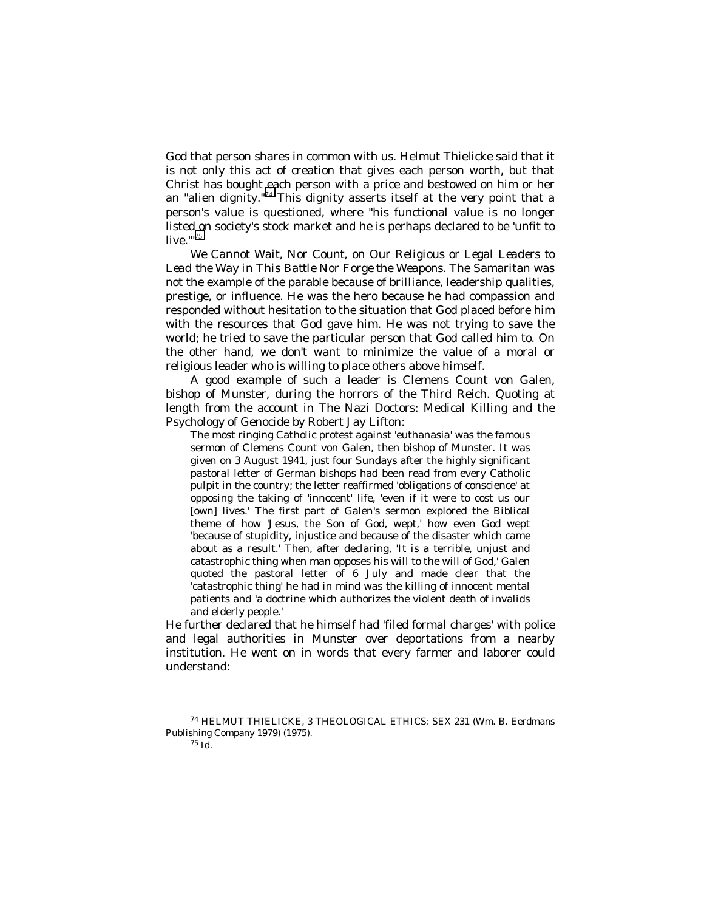God that person shares in common with us. Helmut Thielicke said that it is not only this act of creation that gives each person worth, but that Christ has bought each person with a price and bestowed on him or her an "alien dignity."[74] This dignity asserts itself at the very point that a person's value is questioned, where "his functional value is no longer listed on society's stock market and he is perhaps declared to be 'unfit to live.'"[75]

*We Cannot Wait, Nor Count, on Our Religious or Legal Leaders to Lead the Way in This Battle Nor Forge the Weapons.* The Samaritan was not the example of the parable because of brilliance, leadership qualities, prestige, or influence. He was the hero because he had compassion and responded without hesitation to the situation that God placed before him with the resources that God gave him. He was not trying to save the world; he tried to save the particular person that God called him to. On the other hand, we don't want to minimize the value of a moral or religious leader who is willing to place others above himself.

A good example of such a leader is Clemens Count von Galen, bishop of Munster, during the horrors of the Third Reich. Quoting at length from the account in *The Nazi Doctors: Medical Killing and the Psychology of Genocide* by Robert Jay Lifton:

> The most ringing Catholic protest against 'euthanasia' was the famous sermon of Clemens Count von Galen, then bishop of Munster. It was given on 3 August 1941, just four Sundays after the highly significant pastoral letter of German bishops had been read from every Catholic pulpit in the country; the letter reaffirmed 'obligations of conscience' at opposing the taking of 'innocent' life, 'even if it were to cost us our [own] lives.' The first part of Galen's sermon explored the Biblical theme of how 'Jesus, the Son of God, wept,' how even God wept 'because of stupidity, injustice and because of the disaster which came about as a result.' Then, after declaring, 'It is a terrible, unjust and catastrophic thing when man opposes his will to the will of God,' Galen quoted the pastoral letter of 6 July and made clear that the 'catastrophic thing' he had in mind was the killing of innocent mental patients and 'a doctrine which authorizes the violent death of invalids and elderly people.'

He further declared that he himself had 'filed formal charges' with police and legal authorities in Munster over deportations from a nearby institution. He went on in words that every farmer and laborer could understand:

---

[74] HELMUT THIELICKE, 3 THEOLOGICAL ETHICS: SEX 231 (Wm. B. Eerdmans Publishing Company 1979) (1975).

[75] *Id.*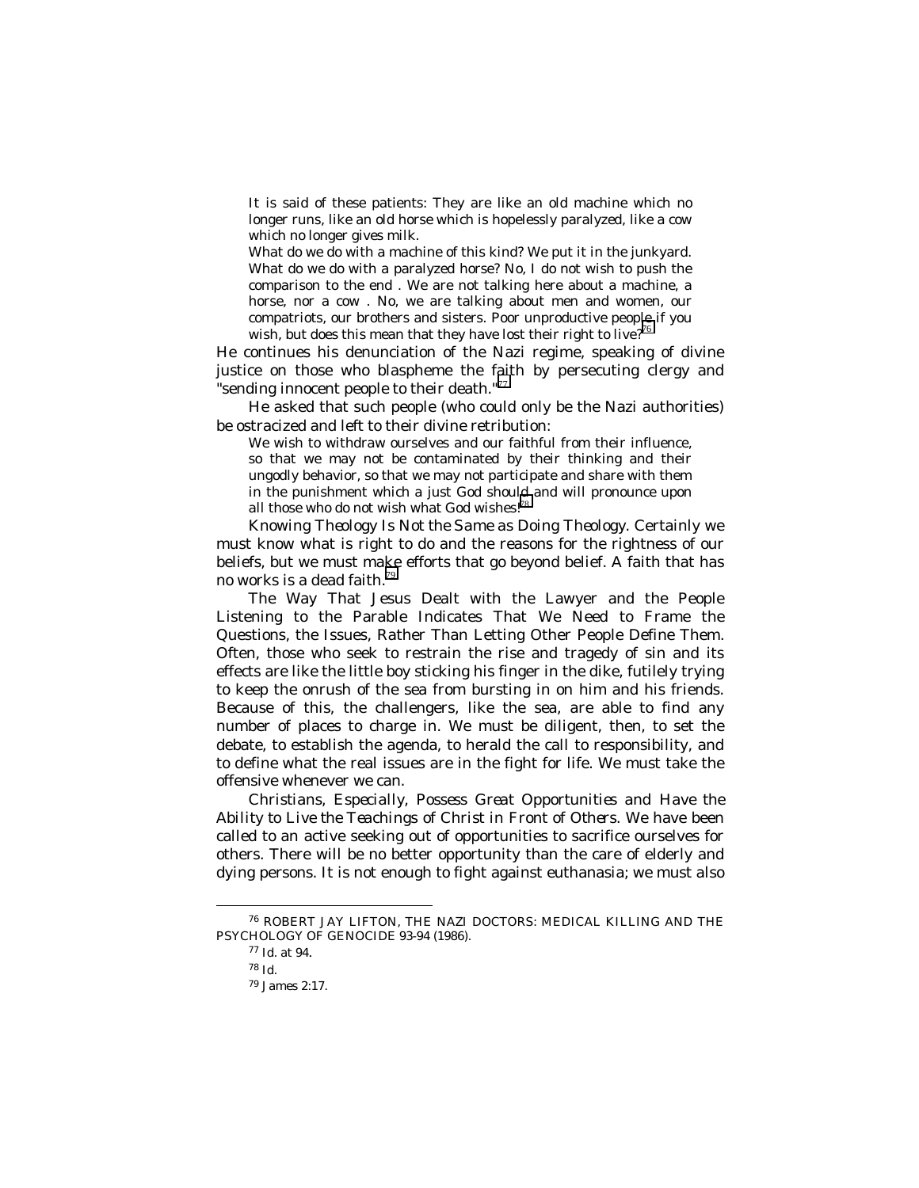> It is said of these patients: They are like an old machine which no longer runs, like an old horse which is hopelessly paralyzed, like a cow which no longer gives milk.
>
> What do we do with a machine of this kind? We put it in the junkyard. What do we do with a paralyzed horse? No, I do not wish to push the comparison to the end . We are not talking here about a machine, a horse, nor a cow . No, we are talking about men and women, our compatriots, our brothers and sisters. Poor unproductive people if you wish, but does this mean that they have lost their right to live?[76]

He continues his denunciation of the Nazi regime, speaking of divine justice on those who blaspheme the faith by persecuting clergy and "sending innocent people to their death."[77]

He asked that such people (who could only be the Nazi authorities) be ostracized and left to their divine retribution:

> We wish to withdraw ourselves and our faithful from their influence, so that we may not be contaminated by their thinking and their ungodly behavior, so that we may not participate and share with them in the punishment which a just God should and will pronounce upon all those who do not wish what God wishes![78]

*Knowing Theology Is Not the Same as Doing Theology.* Certainly we must know what is right to do and the reasons for the rightness of our beliefs, but we must make efforts that go beyond belief. A faith that has no works is a dead faith.[79]

The Way That Jesus Dealt with the Lawyer and the People Listening to the Parable Indicates That We Need to Frame the Questions, the Issues, Rather Than Letting Other People Define Them. Often, those who seek to restrain the rise and tragedy of sin and its effects are like the little boy sticking his finger in the dike, futilely trying to keep the onrush of the sea from bursting in on him and his friends. Because of this, the challengers, like the sea, are able to find any number of places to charge in. We must be diligent, then, to set the debate, to establish the agenda, to herald the call to responsibility, and to define what the real issues are in the fight for life. We must take the offensive whenever we can.

*Christians, Especially, Possess Great Opportunities and Have the Ability to Live the Teachings of Christ in Front of Others.* We have been called to an active seeking out of opportunities to sacrifice ourselves for others. There will be no better opportunity than the care of elderly and dying persons. It is not enough to fight against euthanasia; we must also

---

[76] ROBERT JAY LIFTON, THE NAZI DOCTORS: MEDICAL KILLING AND THE PSYCHOLOGY OF GENOCIDE 93-94 (1986).

[77] *Id.* at 94.

[78] *Id.*

[79] *James* 2:17.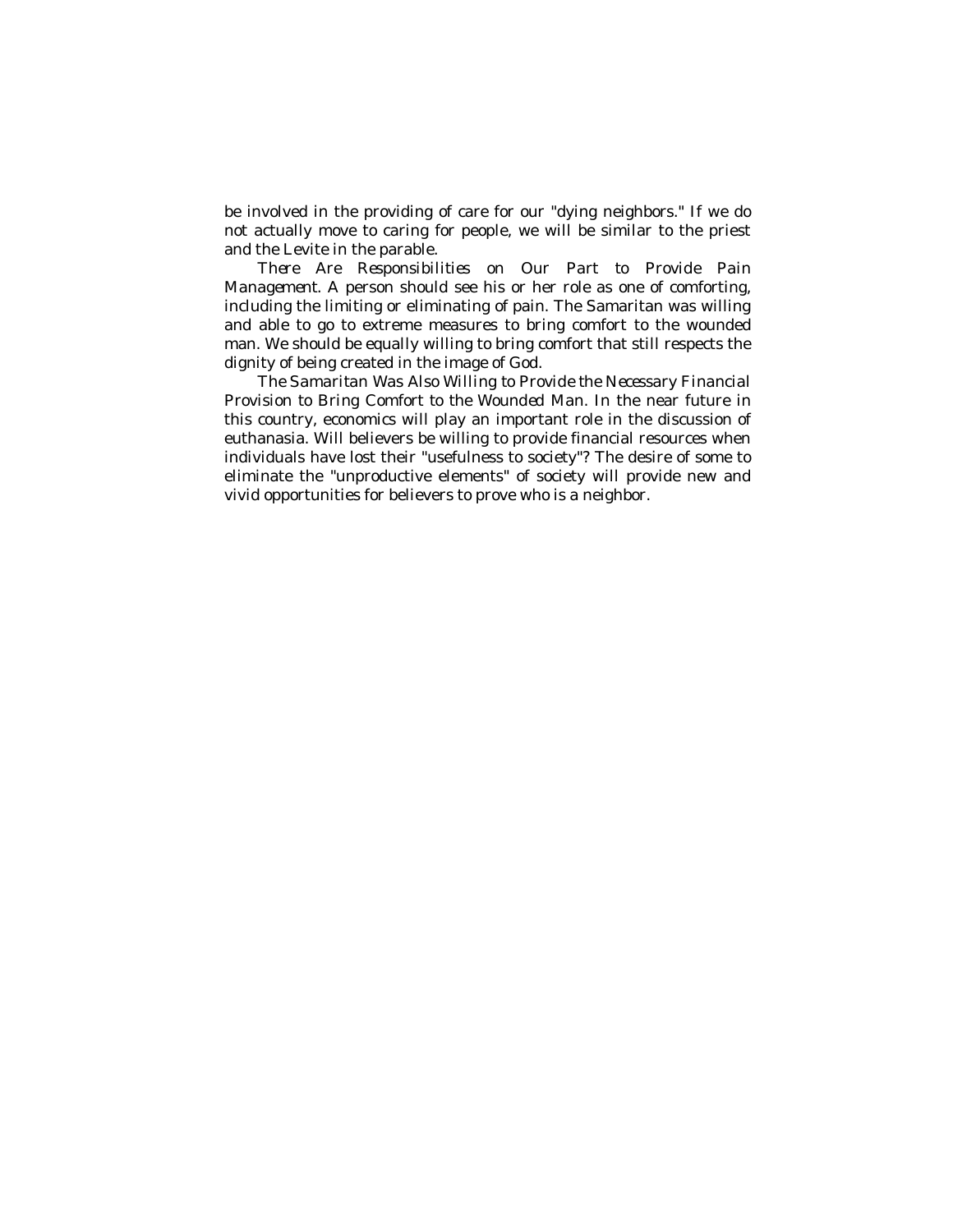be involved in the providing of care for our "dying neighbors." If we do not actually move to caring for people, we will be similar to the priest and the Levite in the parable.

*There Are Responsibilities on Our Part to Provide Pain Management.* A person should see his or her role as one of comforting, including the limiting or eliminating of pain. The Samaritan was willing and able to go to extreme measures to bring comfort to the wounded man. We should be equally willing to bring comfort that still respects the dignity of being created in the image of God.

*The Samaritan Was Also Willing to Provide the Necessary Financial Provision to Bring Comfort to the Wounded Man.* In the near future in this country, economics will play an important role in the discussion of euthanasia. Will believers be willing to provide financial resources when individuals have lost their "usefulness to society"? The desire of some to eliminate the "unproductive elements" of society will provide new and vivid opportunities for believers to prove who is a neighbor.